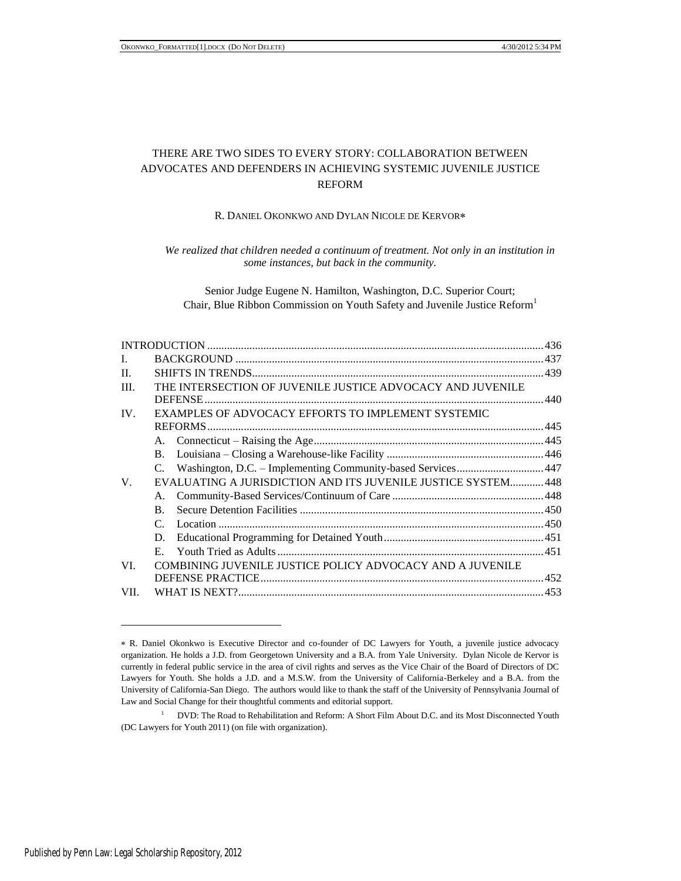# THERE ARE TWO SIDES TO EVERY STORY: COLLABORATION BETWEEN ADVOCATES AND DEFENDERS IN ACHIEVING SYSTEMIC JUVENILE JUSTICE REFORM

R. DANIEL OKONKWO AND DYLAN NICOLE DE KERVOR*

*We realized that children needed a continuum of treatment. Not only in an institution in some instances, but back in the community.*

Senior Judge Eugene N. Hamilton, Washington, D.C. Superior Court; Chair, Blue Ribbon Commission on Youth Safety and Juvenile Justice Reform[1]

| | | |
|---|---|---|
| INTRODUCTION | | 436 |
| I. | BACKGROUND | 437 |
| II. | SHIFTS IN TRENDS | 439 |
| III. | THE INTERSECTION OF JUVENILE JUSTICE ADVOCACY AND JUVENILE DEFENSE | 440 |
| IV. | EXAMPLES OF ADVOCACY EFFORTS TO IMPLEMENT SYSTEMIC REFORMS | 445 |
| | A. Connecticut – Raising the Age | 445 |
| | B. Louisiana – Closing a Warehouse-like Facility | 446 |
| | C. Washington, D.C. – Implementing Community-based Services | 447 |
| V. | EVALUATING A JURISDICTION AND ITS JUVENILE JUSTICE SYSTEM | 448 |
| | A. Community-Based Services/Continuum of Care | 448 |
| | B. Secure Detention Facilities | 450 |
| | C. Location | 450 |
| | D. Educational Programming for Detained Youth | 451 |
| | E. Youth Tried as Adults | 451 |
| VI. | COMBINING JUVENILE JUSTICE POLICY ADVOCACY AND A JUVENILE DEFENSE PRACTICE | 452 |
| VII. | WHAT IS NEXT? | 453 |

---

* R. Daniel Okonkwo is Executive Director and co-founder of DC Lawyers for Youth, a juvenile justice advocacy organization. He holds a J.D. from Georgetown University and a B.A. from Yale University. Dylan Nicole de Kervor is currently in federal public service in the area of civil rights and serves as the Vice Chair of the Board of Directors of DC Lawyers for Youth. She holds a J.D. and a M.S.W. from the University of California-Berkeley and a B.A. from the University of California-San Diego. The authors would like to thank the staff of the University of Pennsylvania Journal of Law and Social Change for their thoughtful comments and editorial support.

[1] DVD: The Road to Rehabilitation and Reform: A Short Film About D.C. and its Most Disconnected Youth (DC Lawyers for Youth 2011) (on file with organization).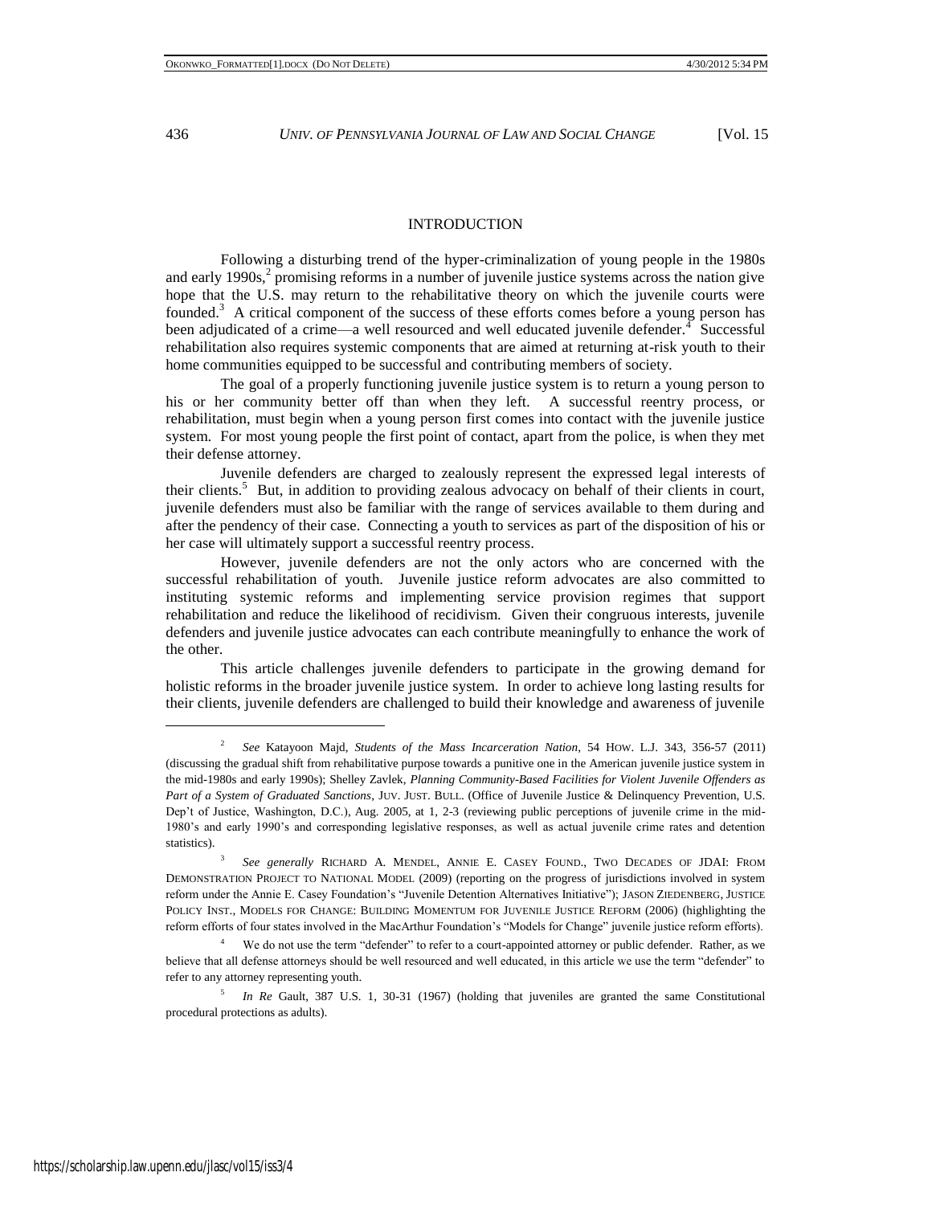## INTRODUCTION

Following a disturbing trend of the hyper-criminalization of young people in the 1980s and early 1990s,[2] promising reforms in a number of juvenile justice systems across the nation give hope that the U.S. may return to the rehabilitative theory on which the juvenile courts were founded.[3] A critical component of the success of these efforts comes before a young person has been adjudicated of a crime—a well resourced and well educated juvenile defender.[4] Successful rehabilitation also requires systemic components that are aimed at returning at-risk youth to their home communities equipped to be successful and contributing members of society.

The goal of a properly functioning juvenile justice system is to return a young person to his or her community better off than when they left. A successful reentry process, or rehabilitation, must begin when a young person first comes into contact with the juvenile justice system. For most young people the first point of contact, apart from the police, is when they met their defense attorney.

Juvenile defenders are charged to zealously represent the expressed legal interests of their clients.[5] But, in addition to providing zealous advocacy on behalf of their clients in court, juvenile defenders must also be familiar with the range of services available to them during and after the pendency of their case. Connecting a youth to services as part of the disposition of his or her case will ultimately support a successful reentry process.

However, juvenile defenders are not the only actors who are concerned with the successful rehabilitation of youth. Juvenile justice reform advocates are also committed to instituting systemic reforms and implementing service provision regimes that support rehabilitation and reduce the likelihood of recidivism. Given their congruous interests, juvenile defenders and juvenile justice advocates can each contribute meaningfully to enhance the work of the other.

This article challenges juvenile defenders to participate in the growing demand for holistic reforms in the broader juvenile justice system. In order to achieve long lasting results for their clients, juvenile defenders are challenged to build their knowledge and awareness of juvenile

---

[2] *See* Katayoon Majd, *Students of the Mass Incarceration Nation*, 54 HOW. L.J. 343, 356-57 (2011) (discussing the gradual shift from rehabilitative purpose towards a punitive one in the American juvenile justice system in the mid-1980s and early 1990s); Shelley Zavlek, *Planning Community-Based Facilities for Violent Juvenile Offenders as Part of a System of Graduated Sanctions*, JUV. JUST. BULL. (Office of Juvenile Justice & Delinquency Prevention, U.S. Dep't of Justice, Washington, D.C.), Aug. 2005, at 1, 2-3 (reviewing public perceptions of juvenile crime in the mid-1980's and early 1990's and corresponding legislative responses, as well as actual juvenile crime rates and detention statistics).

[3] *See generally* RICHARD A. MENDEL, ANNIE E. CASEY FOUND., TWO DECADES OF JDAI: FROM DEMONSTRATION PROJECT TO NATIONAL MODEL (2009) (reporting on the progress of jurisdictions involved in system reform under the Annie E. Casey Foundation's "Juvenile Detention Alternatives Initiative"); JASON ZIEDENBERG, JUSTICE POLICY INST., MODELS FOR CHANGE: BUILDING MOMENTUM FOR JUVENILE JUSTICE REFORM (2006) (highlighting the reform efforts of four states involved in the MacArthur Foundation's "Models for Change" juvenile justice reform efforts).

[4] We do not use the term "defender" to refer to a court-appointed attorney or public defender. Rather, as we believe that all defense attorneys should be well resourced and well educated, in this article we use the term "defender" to refer to any attorney representing youth.

[5] *In Re* Gault, 387 U.S. 1, 30-31 (1967) (holding that juveniles are granted the same Constitutional procedural protections as adults).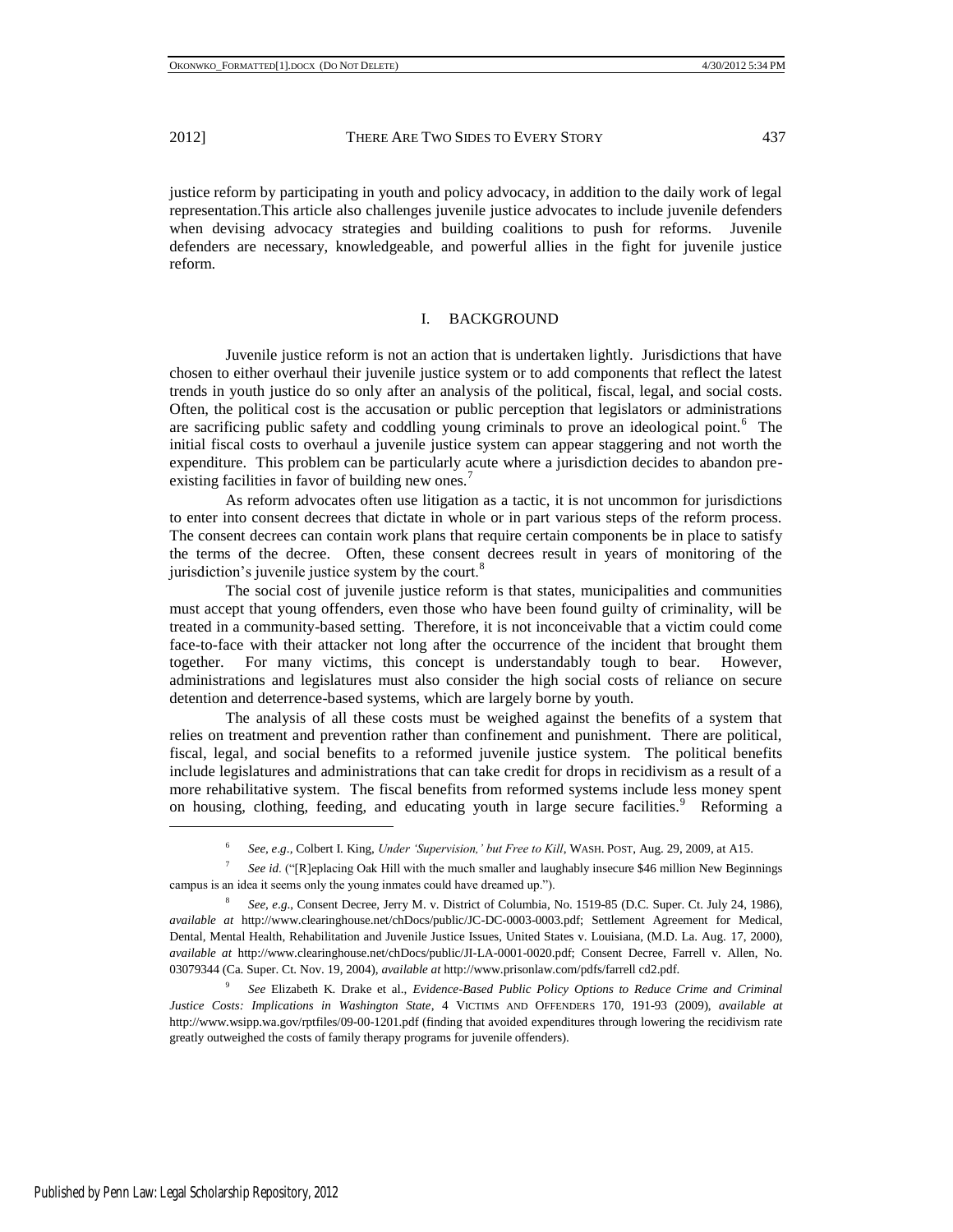justice reform by participating in youth and policy advocacy, in addition to the daily work of legal representation.This article also challenges juvenile justice advocates to include juvenile defenders when devising advocacy strategies and building coalitions to push for reforms. Juvenile defenders are necessary, knowledgeable, and powerful allies in the fight for juvenile justice reform.

## I. BACKGROUND

Juvenile justice reform is not an action that is undertaken lightly. Jurisdictions that have chosen to either overhaul their juvenile justice system or to add components that reflect the latest trends in youth justice do so only after an analysis of the political, fiscal, legal, and social costs. Often, the political cost is the accusation or public perception that legislators or administrations are sacrificing public safety and coddling young criminals to prove an ideological point.[6] The initial fiscal costs to overhaul a juvenile justice system can appear staggering and not worth the expenditure. This problem can be particularly acute where a jurisdiction decides to abandon pre-existing facilities in favor of building new ones.[7]

As reform advocates often use litigation as a tactic, it is not uncommon for jurisdictions to enter into consent decrees that dictate in whole or in part various steps of the reform process. The consent decrees can contain work plans that require certain components be in place to satisfy the terms of the decree. Often, these consent decrees result in years of monitoring of the jurisdiction's juvenile justice system by the court.[8]

The social cost of juvenile justice reform is that states, municipalities and communities must accept that young offenders, even those who have been found guilty of criminality, will be treated in a community-based setting. Therefore, it is not inconceivable that a victim could come face-to-face with their attacker not long after the occurrence of the incident that brought them together. For many victims, this concept is understandably tough to bear. However, administrations and legislatures must also consider the high social costs of reliance on secure detention and deterrence-based systems, which are largely borne by youth.

The analysis of all these costs must be weighed against the benefits of a system that relies on treatment and prevention rather than confinement and punishment. There are political, fiscal, legal, and social benefits to a reformed juvenile justice system. The political benefits include legislatures and administrations that can take credit for drops in recidivism as a result of a more rehabilitative system. The fiscal benefits from reformed systems include less money spent on housing, clothing, feeding, and educating youth in large secure facilities.[9] Reforming a

---

[6] *See, e.g.*, Colbert I. King, *Under 'Supervision,' but Free to Kill*, WASH. POST, Aug. 29, 2009, at A15.

[7] *See id.* ("[R]eplacing Oak Hill with the much smaller and laughably insecure $46 million New Beginnings campus is an idea it seems only the young inmates could have dreamed up.").

[8] *See, e.g.*, Consent Decree, Jerry M. v. District of Columbia, No. 1519-85 (D.C. Super. Ct. July 24, 1986), *available at* http://www.clearinghouse.net/chDocs/public/JC-DC-0003-0003.pdf; Settlement Agreement for Medical, Dental, Mental Health, Rehabilitation and Juvenile Justice Issues, United States v. Louisiana, (M.D. La. Aug. 17, 2000), *available at* http://www.clearinghouse.net/chDocs/public/JI-LA-0001-0020.pdf; Consent Decree, Farrell v. Allen, No. 03079344 (Ca. Super. Ct. Nov. 19, 2004), *available at* http://www.prisonlaw.com/pdfs/farrell cd2.pdf.

[9] *See* Elizabeth K. Drake et al., *Evidence-Based Public Policy Options to Reduce Crime and Criminal Justice Costs: Implications in Washington State*, 4 VICTIMS AND OFFENDERS 170, 191-93 (2009), *available at* http://www.wsipp.wa.gov/rptfiles/09-00-1201.pdf (finding that avoided expenditures through lowering the recidivism rate greatly outweighed the costs of family therapy programs for juvenile offenders).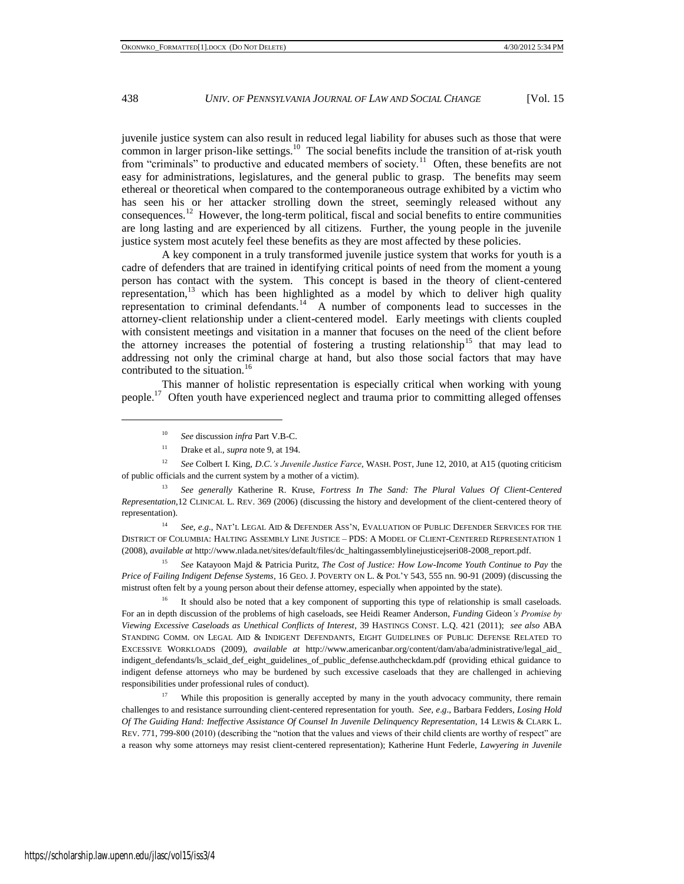juvenile justice system can also result in reduced legal liability for abuses such as those that were common in larger prison-like settings.[10] The social benefits include the transition of at-risk youth from "criminals" to productive and educated members of society.[11] Often, these benefits are not easy for administrations, legislatures, and the general public to grasp. The benefits may seem ethereal or theoretical when compared to the contemporaneous outrage exhibited by a victim who has seen his or her attacker strolling down the street, seemingly released without any consequences.[12] However, the long-term political, fiscal and social benefits to entire communities are long lasting and are experienced by all citizens. Further, the young people in the juvenile justice system most acutely feel these benefits as they are most affected by these policies.

A key component in a truly transformed juvenile justice system that works for youth is a cadre of defenders that are trained in identifying critical points of need from the moment a young person has contact with the system. This concept is based in the theory of client-centered representation,[13] which has been highlighted as a model by which to deliver high quality representation to criminal defendants.[14] A number of components lead to successes in the attorney-client relationship under a client-centered model. Early meetings with clients coupled with consistent meetings and visitation in a manner that focuses on the need of the client before the attorney increases the potential of fostering a trusting relationship[15] that may lead to addressing not only the criminal charge at hand, but also those social factors that may have contributed to the situation.[16]

This manner of holistic representation is especially critical when working with young people.[17] Often youth have experienced neglect and trauma prior to committing alleged offenses

---

[10] *See* discussion *infra* Part V.B-C.

[11] Drake et al., *supra* note 9, at 194.

[12] *See* Colbert I. King, *D.C.'s Juvenile Justice Farce*, WASH. POST, June 12, 2010, at A15 (quoting criticism of public officials and the current system by a mother of a victim).

[13] *See generally* Katherine R. Kruse, *Fortress In The Sand: The Plural Values Of Client-Centered Representation*,12 CLINICAL L. REV. 369 (2006) (discussing the history and development of the client-centered theory of representation).

[14] *See, e.g.*, NAT'L LEGAL AID & DEFENDER ASS'N, EVALUATION OF PUBLIC DEFENDER SERVICES FOR THE DISTRICT OF COLUMBIA: HALTING ASSEMBLY LINE JUSTICE – PDS: A MODEL OF CLIENT-CENTERED REPRESENTATION 1 (2008), *available at* http://www.nlada.net/sites/default/files/dc_haltingassemblylinejusticejseri08-2008_report.pdf.

[15] *See* Katayoon Majd & Patricia Puritz, *The Cost of Justice: How Low-Income Youth Continue to Pay* the *Price of Failing Indigent Defense Systems*, 16 GEO. J. POVERTY ON L. & POL'Y 543, 555 nn. 90-91 (2009) (discussing the mistrust often felt by a young person about their defense attorney, especially when appointed by the state).

[16] It should also be noted that a key component of supporting this type of relationship is small caseloads. For an in depth discussion of the problems of high caseloads, see Heidi Reamer Anderson, *Funding* Gideon*'s Promise by Viewing Excessive Caseloads as Unethical Conflicts of Interest*, 39 HASTINGS CONST. L.Q. 421 (2011); *see also* ABA STANDING COMM. ON LEGAL AID & INDIGENT DEFENDANTS, EIGHT GUIDELINES OF PUBLIC DEFENSE RELATED TO EXCESSIVE WORKLOADS (2009), *available at* http://www.americanbar.org/content/dam/aba/administrative/legal_aid_indigent_defendants/ls_sclaid_def_eight_guidelines_of_public_defense.authcheckdam.pdf (providing ethical guidance to indigent defense attorneys who may be burdened by such excessive caseloads that they are challenged in achieving responsibilities under professional rules of conduct).

[17] While this proposition is generally accepted by many in the youth advocacy community, there remain challenges to and resistance surrounding client-centered representation for youth. *See, e.g*., Barbara Fedders, *Losing Hold Of The Guiding Hand: Ineffective Assistance Of Counsel In Juvenile Delinquency Representation*, 14 LEWIS & CLARK L. REV. 771, 799-800 (2010) (describing the "notion that the values and views of their child clients are worthy of respect" are a reason why some attorneys may resist client-centered representation); Katherine Hunt Federle, *Lawyering in Juvenile*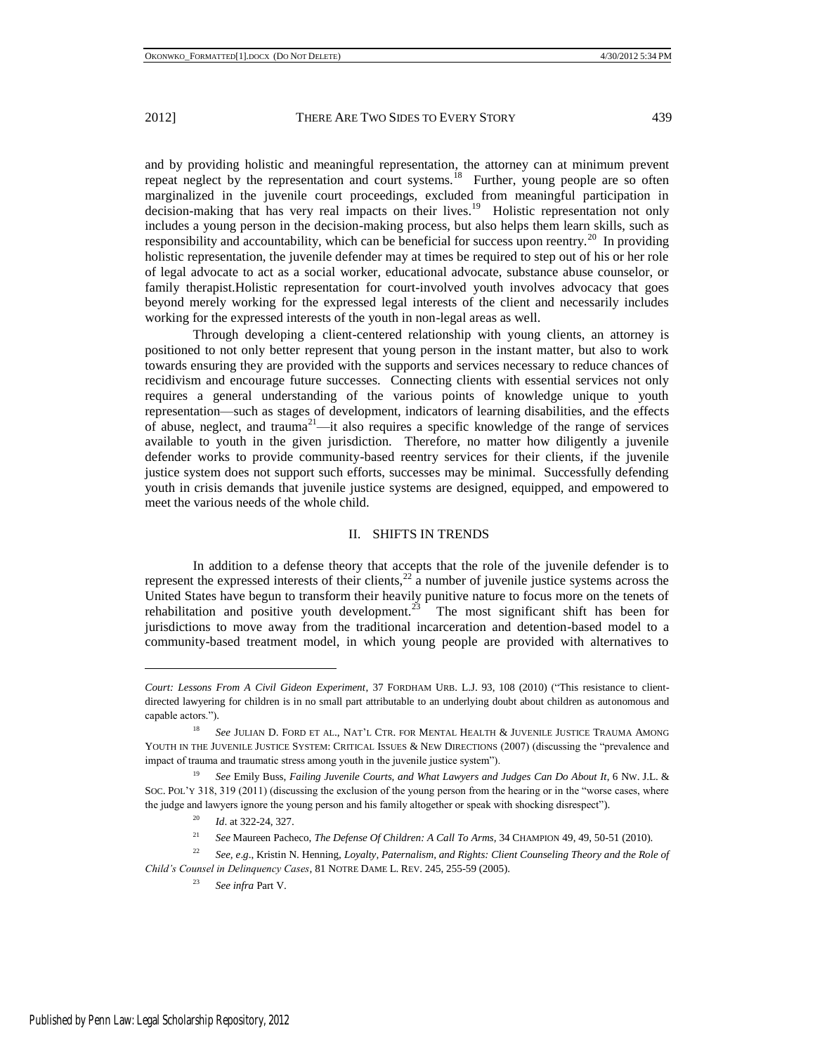and by providing holistic and meaningful representation, the attorney can at minimum prevent repeat neglect by the representation and court systems.[18] Further, young people are so often marginalized in the juvenile court proceedings, excluded from meaningful participation in decision-making that has very real impacts on their lives.[19] Holistic representation not only includes a young person in the decision-making process, but also helps them learn skills, such as responsibility and accountability, which can be beneficial for success upon reentry.[20] In providing holistic representation, the juvenile defender may at times be required to step out of his or her role of legal advocate to act as a social worker, educational advocate, substance abuse counselor, or family therapist.Holistic representation for court-involved youth involves advocacy that goes beyond merely working for the expressed legal interests of the client and necessarily includes working for the expressed interests of the youth in non-legal areas as well.

Through developing a client-centered relationship with young clients, an attorney is positioned to not only better represent that young person in the instant matter, but also to work towards ensuring they are provided with the supports and services necessary to reduce chances of recidivism and encourage future successes. Connecting clients with essential services not only requires a general understanding of the various points of knowledge unique to youth representation—such as stages of development, indicators of learning disabilities, and the effects of abuse, neglect, and trauma[21]—it also requires a specific knowledge of the range of services available to youth in the given jurisdiction. Therefore, no matter how diligently a juvenile defender works to provide community-based reentry services for their clients, if the juvenile justice system does not support such efforts, successes may be minimal. Successfully defending youth in crisis demands that juvenile justice systems are designed, equipped, and empowered to meet the various needs of the whole child.

## II. SHIFTS IN TRENDS

In addition to a defense theory that accepts that the role of the juvenile defender is to represent the expressed interests of their clients,[22] a number of juvenile justice systems across the United States have begun to transform their heavily punitive nature to focus more on the tenets of rehabilitation and positive youth development.[23] The most significant shift has been for jurisdictions to move away from the traditional incarceration and detention-based model to a community-based treatment model, in which young people are provided with alternatives to

---

*Court: Lessons From A Civil Gideon Experiment*, 37 FORDHAM URB. L.J. 93, 108 (2010) ("This resistance to client-directed lawyering for children is in no small part attributable to an underlying doubt about children as autonomous and capable actors.").

[18] *See* JULIAN D. FORD ET AL., NAT'L CTR. FOR MENTAL HEALTH & JUVENILE JUSTICE TRAUMA AMONG YOUTH IN THE JUVENILE JUSTICE SYSTEM: CRITICAL ISSUES & NEW DIRECTIONS (2007) (discussing the "prevalence and impact of trauma and traumatic stress among youth in the juvenile justice system").

[19] *See* Emily Buss, *Failing Juvenile Courts, and What Lawyers and Judges Can Do About It*, 6 NW. J.L. & SOC. POL'Y 318, 319 (2011) (discussing the exclusion of the young person from the hearing or in the "worse cases, where the judge and lawyers ignore the young person and his family altogether or speak with shocking disrespect").

[20] *Id*. at 322-24, 327.

[21] *See* Maureen Pacheco, *The Defense Of Children: A Call To Arms*, 34 CHAMPION 49, 49, 50-51 (2010).

[22] *See, e.g*., Kristin N. Henning, *Loyalty, Paternalism, and Rights: Client Counseling Theory and the Role of Child's Counsel in Delinquency Cases*, 81 NOTRE DAME L. REV. 245, 255-59 (2005).

[23] *See infra* Part V.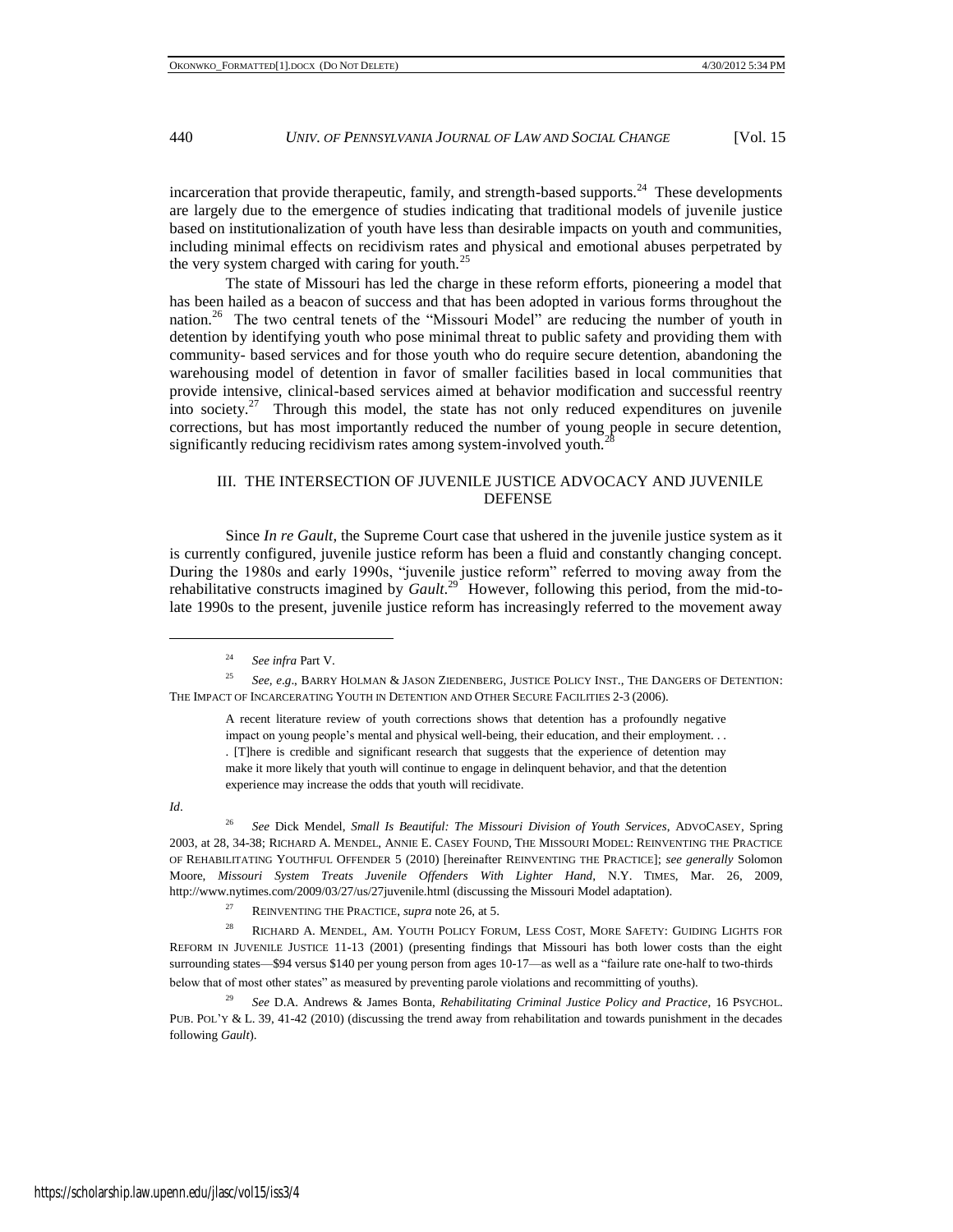incarceration that provide therapeutic, family, and strength-based supports.[24] These developments are largely due to the emergence of studies indicating that traditional models of juvenile justice based on institutionalization of youth have less than desirable impacts on youth and communities, including minimal effects on recidivism rates and physical and emotional abuses perpetrated by the very system charged with caring for youth.[25]

The state of Missouri has led the charge in these reform efforts, pioneering a model that has been hailed as a beacon of success and that has been adopted in various forms throughout the nation.[26] The two central tenets of the "Missouri Model" are reducing the number of youth in detention by identifying youth who pose minimal threat to public safety and providing them with community- based services and for those youth who do require secure detention, abandoning the warehousing model of detention in favor of smaller facilities based in local communities that provide intensive, clinical-based services aimed at behavior modification and successful reentry into society.[27] Through this model, the state has not only reduced expenditures on juvenile corrections, but has most importantly reduced the number of young people in secure detention, significantly reducing recidivism rates among system-involved youth.[28]

## III. THE INTERSECTION OF JUVENILE JUSTICE ADVOCACY AND JUVENILE DEFENSE

Since *In re Gault*, the Supreme Court case that ushered in the juvenile justice system as it is currently configured, juvenile justice reform has been a fluid and constantly changing concept. During the 1980s and early 1990s, "juvenile justice reform" referred to moving away from the rehabilitative constructs imagined by *Gault*.[29] However, following this period, from the mid-to-late 1990s to the present, juvenile justice reform has increasingly referred to the movement away

---

[24] *See infra* Part V.

[25] *See, e.g.*, BARRY HOLMAN & JASON ZIEDENBERG, JUSTICE POLICY INST., THE DANGERS OF DETENTION: THE IMPACT OF INCARCERATING YOUTH IN DETENTION AND OTHER SECURE FACILITIES 2-3 (2006).

> A recent literature review of youth corrections shows that detention has a profoundly negative impact on young people's mental and physical well-being, their education, and their employment. . . . [T]here is credible and significant research that suggests that the experience of detention may make it more likely that youth will continue to engage in delinquent behavior, and that the detention experience may increase the odds that youth will recidivate.

*Id*.

[26] *See* Dick Mendel, *Small Is Beautiful: The Missouri Division of Youth Services*, ADVOCASEY, Spring 2003, at 28, 34-38; RICHARD A. MENDEL, ANNIE E. CASEY FOUND, THE MISSOURI MODEL: REINVENTING THE PRACTICE OF REHABILITATING YOUTHFUL OFFENDER 5 (2010) [hereinafter REINVENTING THE PRACTICE]; *see generally* Solomon Moore, *Missouri System Treats Juvenile Offenders With Lighter Hand*, N.Y. TIMES, Mar. 26, 2009, http://www.nytimes.com/2009/03/27/us/27juvenile.html (discussing the Missouri Model adaptation).

[27] REINVENTING THE PRACTICE, *supra* note 26, at 5.

[28] RICHARD A. MENDEL, AM. YOUTH POLICY FORUM, LESS COST, MORE SAFETY: GUIDING LIGHTS FOR REFORM IN JUVENILE JUSTICE 11-13 (2001) (presenting findings that Missouri has both lower costs than the eight surrounding states—$94 versus $140 per young person from ages 10-17—as well as a "failure rate one-half to two-thirds below that of most other states" as measured by preventing parole violations and recommitting of youths).

[29] *See* D.A. Andrews & James Bonta, *Rehabilitating Criminal Justice Policy and Practice*, 16 PSYCHOL. PUB. POL'Y & L. 39, 41-42 (2010) (discussing the trend away from rehabilitation and towards punishment in the decades following *Gault*).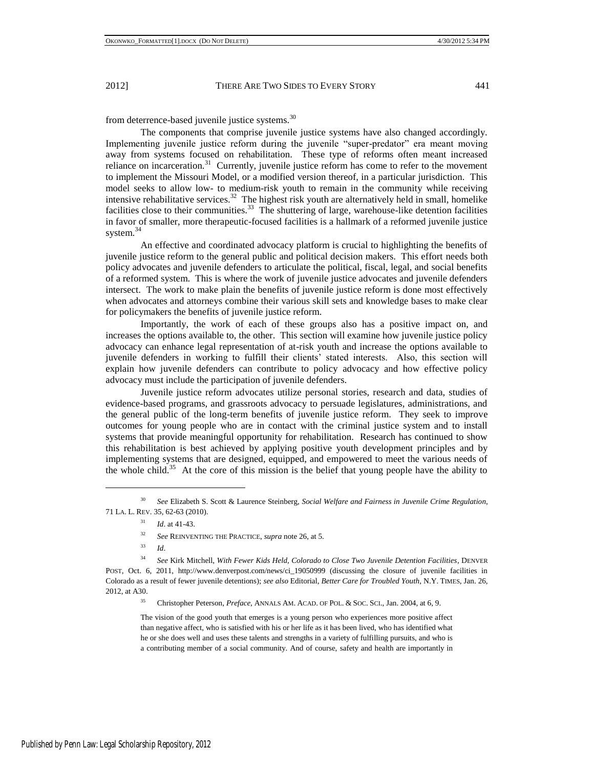from deterrence-based juvenile justice systems.[30]

The components that comprise juvenile justice systems have also changed accordingly. Implementing juvenile justice reform during the juvenile "super-predator" era meant moving away from systems focused on rehabilitation. These type of reforms often meant increased reliance on incarceration.[31] Currently, juvenile justice reform has come to refer to the movement to implement the Missouri Model, or a modified version thereof, in a particular jurisdiction. This model seeks to allow low- to medium-risk youth to remain in the community while receiving intensive rehabilitative services.[32] The highest risk youth are alternatively held in small, homelike facilities close to their communities.[33] The shuttering of large, warehouse-like detention facilities in favor of smaller, more therapeutic-focused facilities is a hallmark of a reformed juvenile justice system.[34]

An effective and coordinated advocacy platform is crucial to highlighting the benefits of juvenile justice reform to the general public and political decision makers. This effort needs both policy advocates and juvenile defenders to articulate the political, fiscal, legal, and social benefits of a reformed system. This is where the work of juvenile justice advocates and juvenile defenders intersect. The work to make plain the benefits of juvenile justice reform is done most effectively when advocates and attorneys combine their various skill sets and knowledge bases to make clear for policymakers the benefits of juvenile justice reform.

Importantly, the work of each of these groups also has a positive impact on, and increases the options available to, the other. This section will examine how juvenile justice policy advocacy can enhance legal representation of at-risk youth and increase the options available to juvenile defenders in working to fulfill their clients' stated interests. Also, this section will explain how juvenile defenders can contribute to policy advocacy and how effective policy advocacy must include the participation of juvenile defenders.

Juvenile justice reform advocates utilize personal stories, research and data, studies of evidence-based programs, and grassroots advocacy to persuade legislatures, administrations, and the general public of the long-term benefits of juvenile justice reform. They seek to improve outcomes for young people who are in contact with the criminal justice system and to install systems that provide meaningful opportunity for rehabilitation. Research has continued to show this rehabilitation is best achieved by applying positive youth development principles and by implementing systems that are designed, equipped, and empowered to meet the various needs of the whole child.[35] At the core of this mission is the belief that young people have the ability to

---

[30] *See* Elizabeth S. Scott & Laurence Steinberg, *Social Welfare and Fairness in Juvenile Crime Regulation*, 71 LA. L. REV. 35, 62-63 (2010).

[31] *Id*. at 41-43.

[32] *See* REINVENTING THE PRACTICE, *supra* note 26, at 5.

[33] *Id*.

[34] *See* Kirk Mitchell, *With Fewer Kids Held, Colorado to Close Two Juvenile Detention Facilities*, DENVER POST, Oct. 6, 2011, http://www.denverpost.com/news/ci_19050999 (discussing the closure of juvenile facilities in Colorado as a result of fewer juvenile detentions); *see also* Editorial, *Better Care for Troubled Youth*, N.Y. TIMES, Jan. 26, 2012, at A30.

[35] Christopher Peterson, *Preface*, ANNALS AM. ACAD. OF POL. & SOC. SCI., Jan. 2004, at 6, 9.

> The vision of the good youth that emerges is a young person who experiences more positive affect than negative affect, who is satisfied with his or her life as it has been lived, who has identified what he or she does well and uses these talents and strengths in a variety of fulfilling pursuits, and who is a contributing member of a social community. And of course, safety and health are importantly in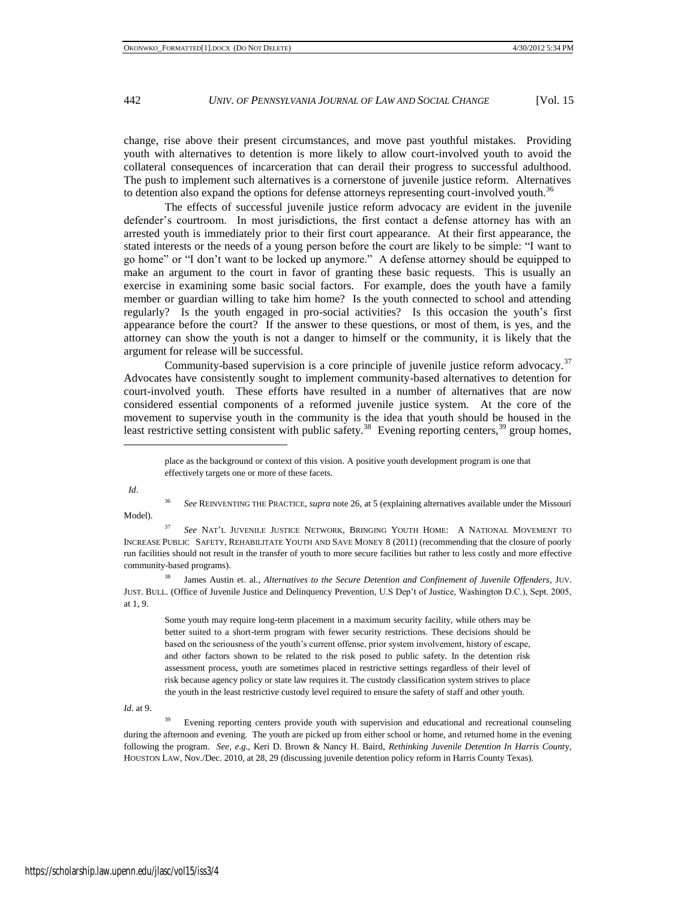change, rise above their present circumstances, and move past youthful mistakes. Providing youth with alternatives to detention is more likely to allow court-involved youth to avoid the collateral consequences of incarceration that can derail their progress to successful adulthood. The push to implement such alternatives is a cornerstone of juvenile justice reform. Alternatives to detention also expand the options for defense attorneys representing court-involved youth.[36]

The effects of successful juvenile justice reform advocacy are evident in the juvenile defender's courtroom. In most jurisdictions, the first contact a defense attorney has with an arrested youth is immediately prior to their first court appearance. At their first appearance, the stated interests or the needs of a young person before the court are likely to be simple: "I want to go home" or "I don't want to be locked up anymore." A defense attorney should be equipped to make an argument to the court in favor of granting these basic requests. This is usually an exercise in examining some basic social factors. For example, does the youth have a family member or guardian willing to take him home? Is the youth connected to school and attending regularly? Is the youth engaged in pro-social activities? Is this occasion the youth's first appearance before the court? If the answer to these questions, or most of them, is yes, and the attorney can show the youth is not a danger to himself or the community, it is likely that the argument for release will be successful.

Community-based supervision is a core principle of juvenile justice reform advocacy.[37] Advocates have consistently sought to implement community-based alternatives to detention for court-involved youth. These efforts have resulted in a number of alternatives that are now considered essential components of a reformed juvenile justice system. At the core of the movement to supervise youth in the community is the idea that youth should be housed in the least restrictive setting consistent with public safety.[38] Evening reporting centers,[39] group homes,

---

> place as the background or context of this vision. A positive youth development program is one that effectively targets one or more of these facets.

*Id*.

[36] *See* REINVENTING THE PRACTICE, *supra* note 26, at 5 (explaining alternatives available under the Missouri Model).

[37] *See* NAT'L JUVENILE JUSTICE NETWORK, BRINGING YOUTH HOME: A NATIONAL MOVEMENT TO INCREASE PUBLIC SAFETY, REHABILITATE YOUTH AND SAVE MONEY 8 (2011) (recommending that the closure of poorly run facilities should not result in the transfer of youth to more secure facilities but rather to less costly and more effective community-based programs).

[38] James Austin et. al., *Alternatives to the Secure Detention and Confinement of Juvenile Offenders*, JUV. JUST. BULL. (Office of Juvenile Justice and Delinquency Prevention, U.S Dep't of Justice, Washington D.C.), Sept. 2005, at 1, 9.

> Some youth may require long-term placement in a maximum security facility, while others may be better suited to a short-term program with fewer security restrictions. These decisions should be based on the seriousness of the youth's current offense, prior system involvement, history of escape, and other factors shown to be related to the risk posed to public safety. In the detention risk assessment process, youth are sometimes placed in restrictive settings regardless of their level of risk because agency policy or state law requires it. The custody classification system strives to place the youth in the least restrictive custody level required to ensure the safety of staff and other youth.

*Id*. at 9.

[39] Evening reporting centers provide youth with supervision and educational and recreational counseling during the afternoon and evening. The youth are picked up from either school or home, and returned home in the evening following the program. *See, e.g*., Keri D. Brown & Nancy H. Baird, *Rethinking Juvenile Detention In Harris County*, HOUSTON LAW, Nov./Dec. 2010, at 28, 29 (discussing juvenile detention policy reform in Harris County Texas).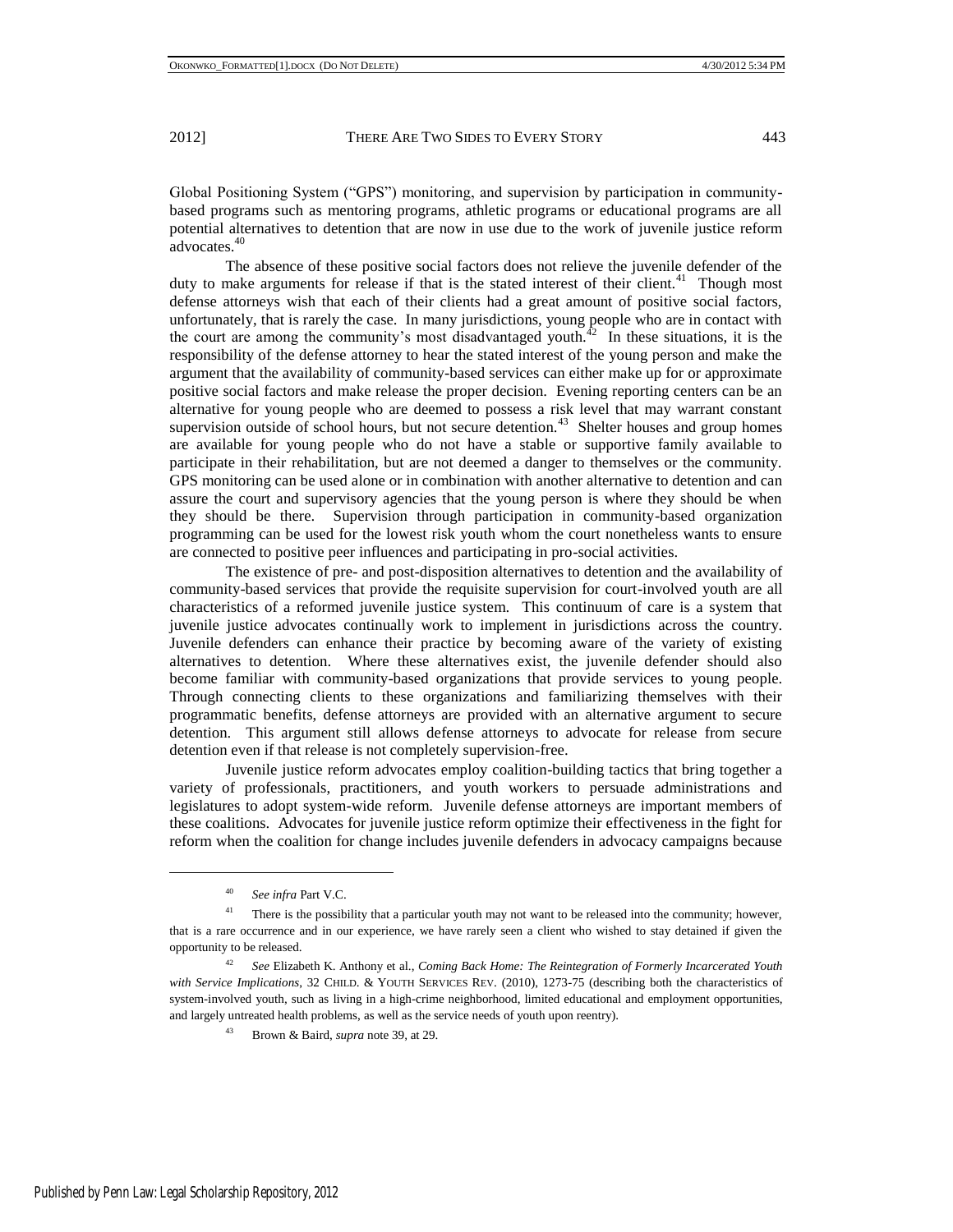Global Positioning System ("GPS") monitoring, and supervision by participation in community-based programs such as mentoring programs, athletic programs or educational programs are all potential alternatives to detention that are now in use due to the work of juvenile justice reform advocates.[40]

The absence of these positive social factors does not relieve the juvenile defender of the duty to make arguments for release if that is the stated interest of their client.[41] Though most defense attorneys wish that each of their clients had a great amount of positive social factors, unfortunately, that is rarely the case. In many jurisdictions, young people who are in contact with the court are among the community's most disadvantaged youth.[42] In these situations, it is the responsibility of the defense attorney to hear the stated interest of the young person and make the argument that the availability of community-based services can either make up for or approximate positive social factors and make release the proper decision. Evening reporting centers can be an alternative for young people who are deemed to possess a risk level that may warrant constant supervision outside of school hours, but not secure detention.[43] Shelter houses and group homes are available for young people who do not have a stable or supportive family available to participate in their rehabilitation, but are not deemed a danger to themselves or the community. GPS monitoring can be used alone or in combination with another alternative to detention and can assure the court and supervisory agencies that the young person is where they should be when they should be there. Supervision through participation in community-based organization programming can be used for the lowest risk youth whom the court nonetheless wants to ensure are connected to positive peer influences and participating in pro-social activities.

The existence of pre- and post-disposition alternatives to detention and the availability of community-based services that provide the requisite supervision for court-involved youth are all characteristics of a reformed juvenile justice system. This continuum of care is a system that juvenile justice advocates continually work to implement in jurisdictions across the country. Juvenile defenders can enhance their practice by becoming aware of the variety of existing alternatives to detention. Where these alternatives exist, the juvenile defender should also become familiar with community-based organizations that provide services to young people. Through connecting clients to these organizations and familiarizing themselves with their programmatic benefits, defense attorneys are provided with an alternative argument to secure detention. This argument still allows defense attorneys to advocate for release from secure detention even if that release is not completely supervision-free.

Juvenile justice reform advocates employ coalition-building tactics that bring together a variety of professionals, practitioners, and youth workers to persuade administrations and legislatures to adopt system-wide reform. Juvenile defense attorneys are important members of these coalitions. Advocates for juvenile justice reform optimize their effectiveness in the fight for reform when the coalition for change includes juvenile defenders in advocacy campaigns because

---

[40] *See infra* Part V.C.

[41] There is the possibility that a particular youth may not want to be released into the community; however, that is a rare occurrence and in our experience, we have rarely seen a client who wished to stay detained if given the opportunity to be released.

[42] *See* Elizabeth K. Anthony et al., *Coming Back Home: The Reintegration of Formerly Incarcerated Youth with Service Implications*, 32 CHILD. & YOUTH SERVICES REV. (2010), 1273-75 (describing both the characteristics of system-involved youth, such as living in a high-crime neighborhood, limited educational and employment opportunities, and largely untreated health problems, as well as the service needs of youth upon reentry).

[43] Brown & Baird, *supra* note 39, at 29.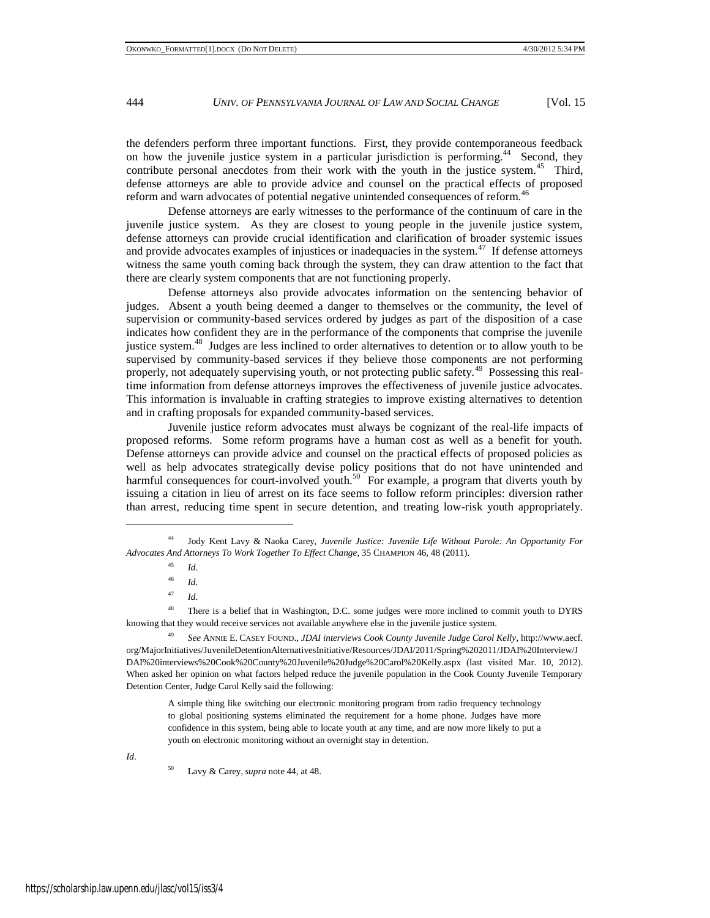the defenders perform three important functions. First, they provide contemporaneous feedback on how the juvenile justice system in a particular jurisdiction is performing.[44] Second, they contribute personal anecdotes from their work with the youth in the justice system.[45] Third, defense attorneys are able to provide advice and counsel on the practical effects of proposed reform and warn advocates of potential negative unintended consequences of reform.[46]

Defense attorneys are early witnesses to the performance of the continuum of care in the juvenile justice system. As they are closest to young people in the juvenile justice system, defense attorneys can provide crucial identification and clarification of broader systemic issues and provide advocates examples of injustices or inadequacies in the system.[47] If defense attorneys witness the same youth coming back through the system, they can draw attention to the fact that there are clearly system components that are not functioning properly.

Defense attorneys also provide advocates information on the sentencing behavior of judges. Absent a youth being deemed a danger to themselves or the community, the level of supervision or community-based services ordered by judges as part of the disposition of a case indicates how confident they are in the performance of the components that comprise the juvenile justice system.[48] Judges are less inclined to order alternatives to detention or to allow youth to be supervised by community-based services if they believe those components are not performing properly, not adequately supervising youth, or not protecting public safety.[49] Possessing this real-time information from defense attorneys improves the effectiveness of juvenile justice advocates. This information is invaluable in crafting strategies to improve existing alternatives to detention and in crafting proposals for expanded community-based services.

Juvenile justice reform advocates must always be cognizant of the real-life impacts of proposed reforms. Some reform programs have a human cost as well as a benefit for youth. Defense attorneys can provide advice and counsel on the practical effects of proposed policies as well as help advocates strategically devise policy positions that do not have unintended and harmful consequences for court-involved youth.[50] For example, a program that diverts youth by issuing a citation in lieu of arrest on its face seems to follow reform principles: diversion rather than arrest, reducing time spent in secure detention, and treating low-risk youth appropriately.

---

[44] Jody Kent Lavy & Naoka Carey, *Juvenile Justice: Juvenile Life Without Parole: An Opportunity For Advocates And Attorneys To Work Together To Effect Change*, 35 CHAMPION 46, 48 (2011).

[45] *Id*.

[46] *Id*.

[47] *Id*.

[48] There is a belief that in Washington, D.C. some judges were more inclined to commit youth to DYRS knowing that they would receive services not available anywhere else in the juvenile justice system.

[49] *See* ANNIE E. CASEY FOUND., *JDAI interviews Cook County Juvenile Judge Carol Kelly*, http://www.aecf.org/MajorInitiatives/JuvenileDetentionAlternativesInitiative/Resources/JDAI/2011/Spring%202011/JDAI%20Interview/JDAI%20interviews%20Cook%20County%20Juvenile%20Judge%20Carol%20Kelly.aspx (last visited Mar. 10, 2012). When asked her opinion on what factors helped reduce the juvenile population in the Cook County Juvenile Temporary Detention Center, Judge Carol Kelly said the following:

> A simple thing like switching our electronic monitoring program from radio frequency technology to global positioning systems eliminated the requirement for a home phone. Judges have more confidence in this system, being able to locate youth at any time, and are now more likely to put a youth on electronic monitoring without an overnight stay in detention.

*Id*.

[50] Lavy & Carey, *supra* note 44, at 48.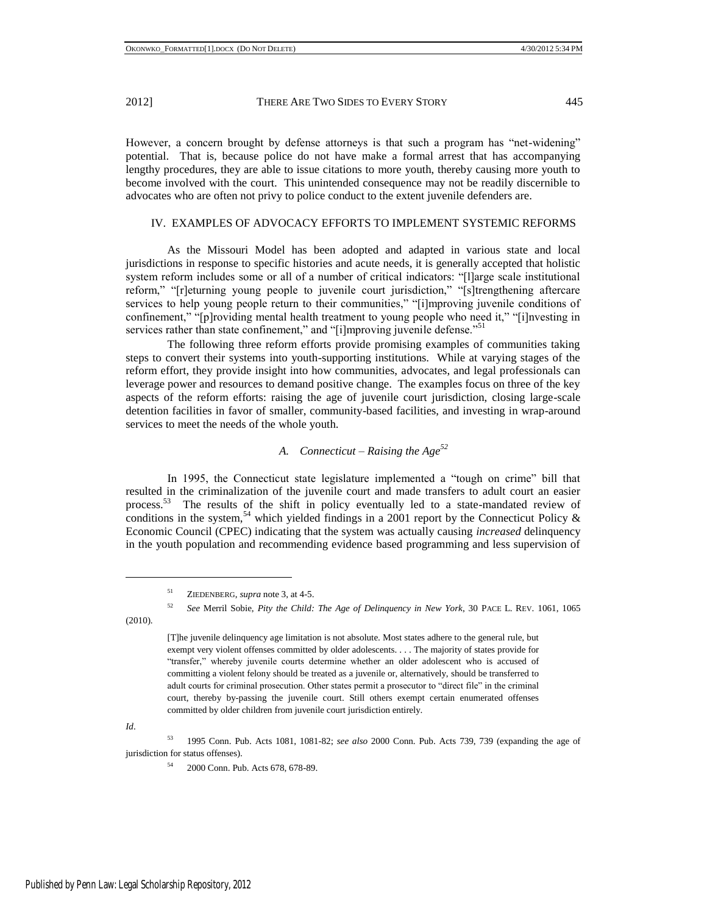However, a concern brought by defense attorneys is that such a program has "net-widening" potential. That is, because police do not have make a formal arrest that has accompanying lengthy procedures, they are able to issue citations to more youth, thereby causing more youth to become involved with the court. This unintended consequence may not be readily discernible to advocates who are often not privy to police conduct to the extent juvenile defenders are.

## IV. EXAMPLES OF ADVOCACY EFFORTS TO IMPLEMENT SYSTEMIC REFORMS

As the Missouri Model has been adopted and adapted in various state and local jurisdictions in response to specific histories and acute needs, it is generally accepted that holistic system reform includes some or all of a number of critical indicators: "[l]arge scale institutional reform," "[r]eturning young people to juvenile court jurisdiction," "[s]trengthening aftercare services to help young people return to their communities," "[i]mproving juvenile conditions of confinement," "[p]roviding mental health treatment to young people who need it," "[i]nvesting in services rather than state confinement," and "[i]mproving juvenile defense."[51]

The following three reform efforts provide promising examples of communities taking steps to convert their systems into youth-supporting institutions. While at varying stages of the reform effort, they provide insight into how communities, advocates, and legal professionals can leverage power and resources to demand positive change. The examples focus on three of the key aspects of the reform efforts: raising the age of juvenile court jurisdiction, closing large-scale detention facilities in favor of smaller, community-based facilities, and investing in wrap-around services to meet the needs of the whole youth.

### *A. Connecticut – Raising the Age*[52]

In 1995, the Connecticut state legislature implemented a "tough on crime" bill that resulted in the criminalization of the juvenile court and made transfers to adult court an easier process.[53] The results of the shift in policy eventually led to a state-mandated review of conditions in the system,[54] which yielded findings in a 2001 report by the Connecticut Policy & Economic Council (CPEC) indicating that the system was actually causing *increased* delinquency in the youth population and recommending evidence based programming and less supervision of

---

[51] ZIEDENBERG, *supra* note 3, at 4-5.

[52] *See* Merril Sobie, *Pity the Child: The Age of Delinquency in New York*, 30 PACE L. REV. 1061, 1065 (2010).

> [T]he juvenile delinquency age limitation is not absolute. Most states adhere to the general rule, but exempt very violent offenses committed by older adolescents. . . . The majority of states provide for "transfer," whereby juvenile courts determine whether an older adolescent who is accused of committing a violent felony should be treated as a juvenile or, alternatively, should be transferred to adult courts for criminal prosecution. Other states permit a prosecutor to "direct file" in the criminal court, thereby by-passing the juvenile court. Still others exempt certain enumerated offenses committed by older children from juvenile court jurisdiction entirely.

*Id*.

[53] 1995 Conn. Pub. Acts 1081, 1081-82; *see also* 2000 Conn. Pub. Acts 739, 739 (expanding the age of jurisdiction for status offenses).

[54] 2000 Conn. Pub. Acts 678, 678-89.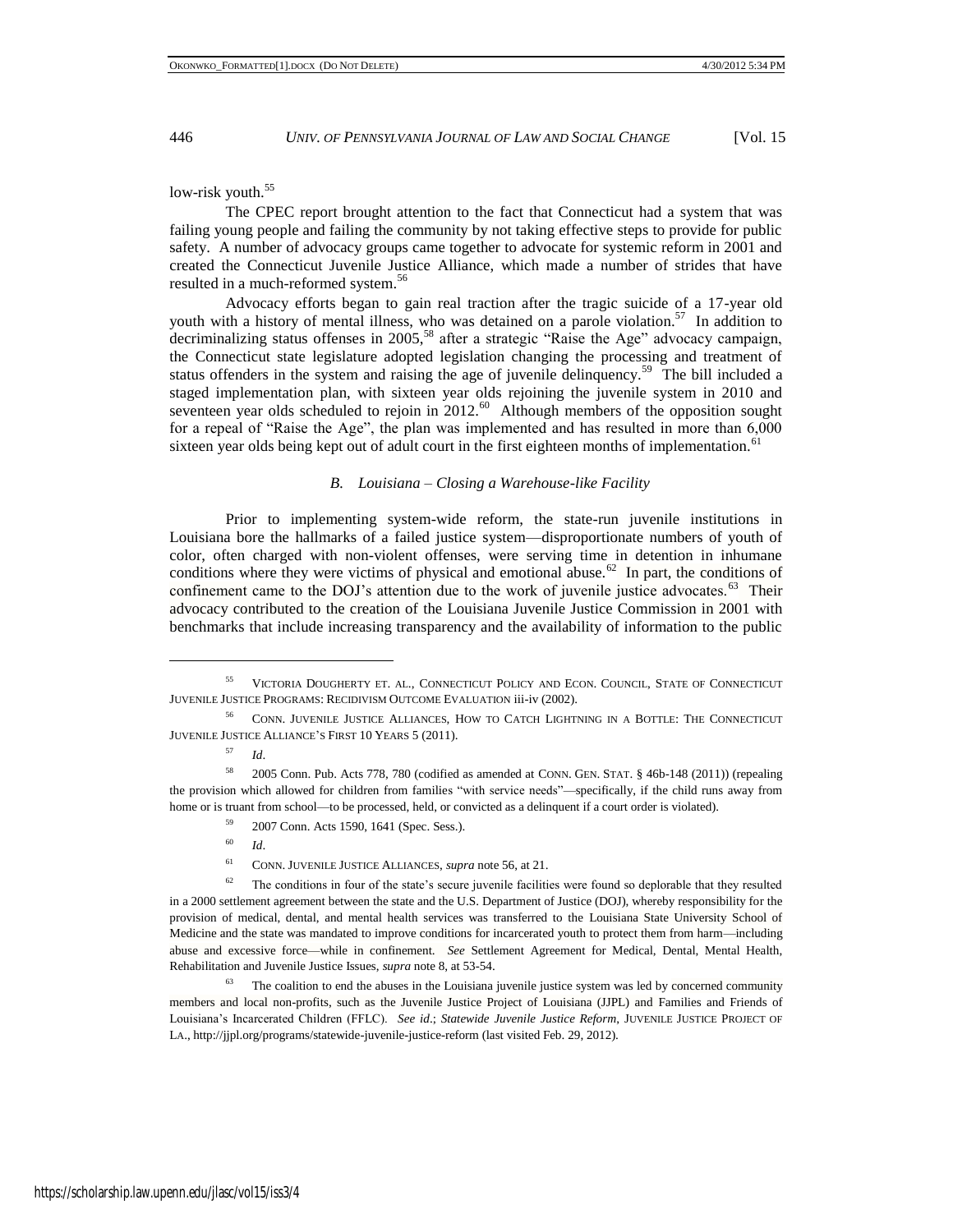low-risk youth.[55]

The CPEC report brought attention to the fact that Connecticut had a system that was failing young people and failing the community by not taking effective steps to provide for public safety. A number of advocacy groups came together to advocate for systemic reform in 2001 and created the Connecticut Juvenile Justice Alliance, which made a number of strides that have resulted in a much-reformed system.[56]

Advocacy efforts began to gain real traction after the tragic suicide of a 17-year old youth with a history of mental illness, who was detained on a parole violation.[57] In addition to decriminalizing status offenses in 2005,[58] after a strategic "Raise the Age" advocacy campaign, the Connecticut state legislature adopted legislation changing the processing and treatment of status offenders in the system and raising the age of juvenile delinquency.[59] The bill included a staged implementation plan, with sixteen year olds rejoining the juvenile system in 2010 and seventeen year olds scheduled to rejoin in 2012.[60] Although members of the opposition sought for a repeal of "Raise the Age", the plan was implemented and has resulted in more than 6,000 sixteen year olds being kept out of adult court in the first eighteen months of implementation.[61]

### *B. Louisiana – Closing a Warehouse-like Facility*

Prior to implementing system-wide reform, the state-run juvenile institutions in Louisiana bore the hallmarks of a failed justice system—disproportionate numbers of youth of color, often charged with non-violent offenses, were serving time in detention in inhumane conditions where they were victims of physical and emotional abuse.[62] In part, the conditions of confinement came to the DOJ's attention due to the work of juvenile justice advocates.[63] Their advocacy contributed to the creation of the Louisiana Juvenile Justice Commission in 2001 with benchmarks that include increasing transparency and the availability of information to the public

---

[55] VICTORIA DOUGHERTY ET. AL., CONNECTICUT POLICY AND ECON. COUNCIL, STATE OF CONNECTICUT JUVENILE JUSTICE PROGRAMS: RECIDIVISM OUTCOME EVALUATION iii-iv (2002).

[56] CONN. JUVENILE JUSTICE ALLIANCES, HOW TO CATCH LIGHTNING IN A BOTTLE: THE CONNECTICUT JUVENILE JUSTICE ALLIANCE'S FIRST 10 YEARS 5 (2011).

[57] *Id*.

[58] 2005 Conn. Pub. Acts 778, 780 (codified as amended at CONN. GEN. STAT. § 46b-148 (2011)) (repealing the provision which allowed for children from families "with service needs"—specifically, if the child runs away from home or is truant from school—to be processed, held, or convicted as a delinquent if a court order is violated).

[59] 2007 Conn. Acts 1590, 1641 (Spec. Sess.).

[60] *Id*.

[61] CONN. JUVENILE JUSTICE ALLIANCES, *supra* note 56, at 21.

[62] The conditions in four of the state's secure juvenile facilities were found so deplorable that they resulted in a 2000 settlement agreement between the state and the U.S. Department of Justice (DOJ), whereby responsibility for the provision of medical, dental, and mental health services was transferred to the Louisiana State University School of Medicine and the state was mandated to improve conditions for incarcerated youth to protect them from harm—including abuse and excessive force—while in confinement. *See* Settlement Agreement for Medical, Dental, Mental Health, Rehabilitation and Juvenile Justice Issues, *supra* note 8, at 53-54.

[63] The coalition to end the abuses in the Louisiana juvenile justice system was led by concerned community members and local non-profits, such as the Juvenile Justice Project of Louisiana (JJPL) and Families and Friends of Louisiana's Incarcerated Children (FFLC). *See id*.; *Statewide Juvenile Justice Reform*, JUVENILE JUSTICE PROJECT OF LA., http://jjpl.org/programs/statewide-juvenile-justice-reform (last visited Feb. 29, 2012).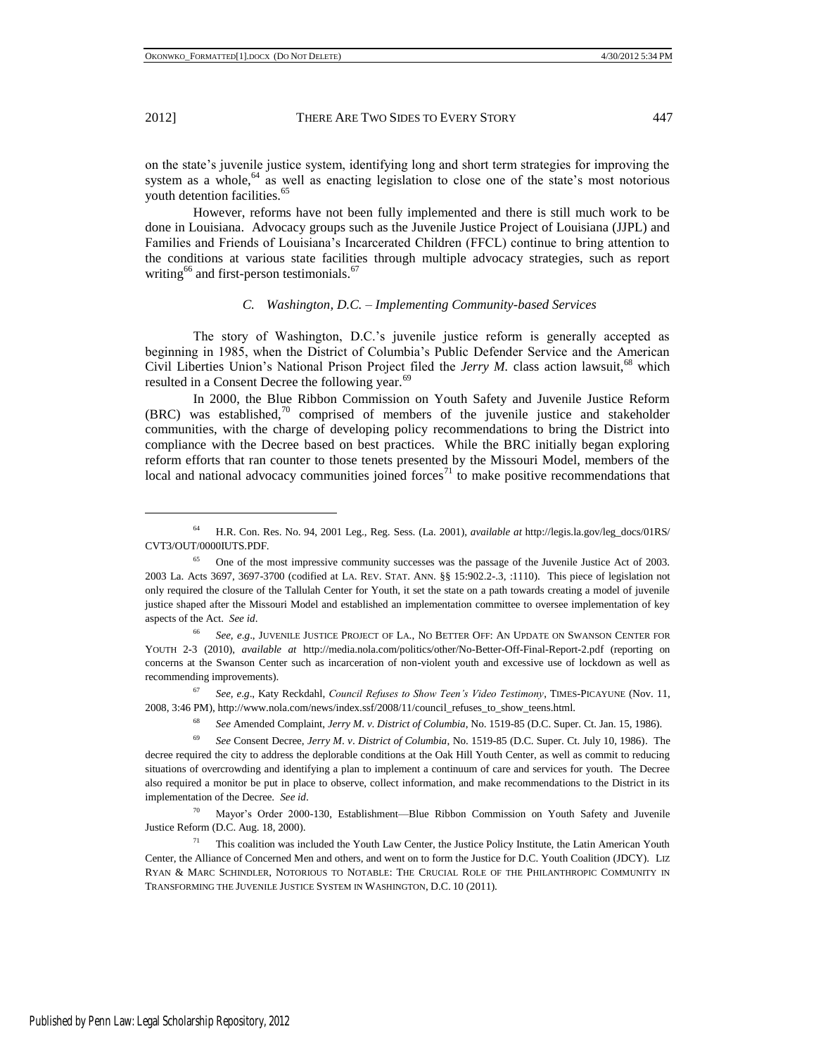on the state's juvenile justice system, identifying long and short term strategies for improving the system as a whole,[64] as well as enacting legislation to close one of the state's most notorious youth detention facilities.[65]

However, reforms have not been fully implemented and there is still much work to be done in Louisiana. Advocacy groups such as the Juvenile Justice Project of Louisiana (JJPL) and Families and Friends of Louisiana's Incarcerated Children (FFCL) continue to bring attention to the conditions at various state facilities through multiple advocacy strategies, such as report writing[66] and first-person testimonials.[67]

### *C. Washington, D.C. – Implementing Community-based Services*

The story of Washington, D.C.'s juvenile justice reform is generally accepted as beginning in 1985, when the District of Columbia's Public Defender Service and the American Civil Liberties Union's National Prison Project filed the *Jerry M.* class action lawsuit,[68] which resulted in a Consent Decree the following year.[69]

In 2000, the Blue Ribbon Commission on Youth Safety and Juvenile Justice Reform (BRC) was established,[70] comprised of members of the juvenile justice and stakeholder communities, with the charge of developing policy recommendations to bring the District into compliance with the Decree based on best practices. While the BRC initially began exploring reform efforts that ran counter to those tenets presented by the Missouri Model, members of the local and national advocacy communities joined forces[71] to make positive recommendations that

---

[64] H.R. Con. Res. No. 94, 2001 Leg., Reg. Sess. (La. 2001), *available at* http://legis.la.gov/leg_docs/01RS/CVT3/OUT/0000IUTS.PDF.

[65] One of the most impressive community successes was the passage of the Juvenile Justice Act of 2003. 2003 La. Acts 3697, 3697-3700 (codified at LA. REV. STAT. ANN. §§ 15:902.2-.3, :1110). This piece of legislation not only required the closure of the Tallulah Center for Youth, it set the state on a path towards creating a model of juvenile justice shaped after the Missouri Model and established an implementation committee to oversee implementation of key aspects of the Act. *See id*.

[66] *See, e.g*., JUVENILE JUSTICE PROJECT OF LA., NO BETTER OFF: AN UPDATE ON SWANSON CENTER FOR YOUTH 2-3 (2010), *available at* http://media.nola.com/politics/other/No-Better-Off-Final-Report-2.pdf (reporting on concerns at the Swanson Center such as incarceration of non-violent youth and excessive use of lockdown as well as recommending improvements).

[67] *See, e.g*., Katy Reckdahl, *Council Refuses to Show Teen's Video Testimony*, TIMES-PICAYUNE (Nov. 11, 2008, 3:46 PM), http://www.nola.com/news/index.ssf/2008/11/council_refuses_to_show_teens.html.

[68] *See* Amended Complaint, *Jerry M. v. District of Columbia*, No. 1519-85 (D.C. Super. Ct. Jan. 15, 1986).

[69] *See* Consent Decree, *Jerry M*. *v*. *District of Columbia*, No. 1519-85 (D.C. Super. Ct. July 10, 1986). The decree required the city to address the deplorable conditions at the Oak Hill Youth Center, as well as commit to reducing situations of overcrowding and identifying a plan to implement a continuum of care and services for youth. The Decree also required a monitor be put in place to observe, collect information, and make recommendations to the District in its implementation of the Decree. *See id*.

[70] Mayor's Order 2000-130, Establishment—Blue Ribbon Commission on Youth Safety and Juvenile Justice Reform (D.C. Aug. 18, 2000).

[71] This coalition was included the Youth Law Center, the Justice Policy Institute, the Latin American Youth Center, the Alliance of Concerned Men and others, and went on to form the Justice for D.C. Youth Coalition (JDCY). LIZ RYAN & MARC SCHINDLER, NOTORIOUS TO NOTABLE: THE CRUCIAL ROLE OF THE PHILANTHROPIC COMMUNITY IN TRANSFORMING THE JUVENILE JUSTICE SYSTEM IN WASHINGTON, D.C. 10 (2011).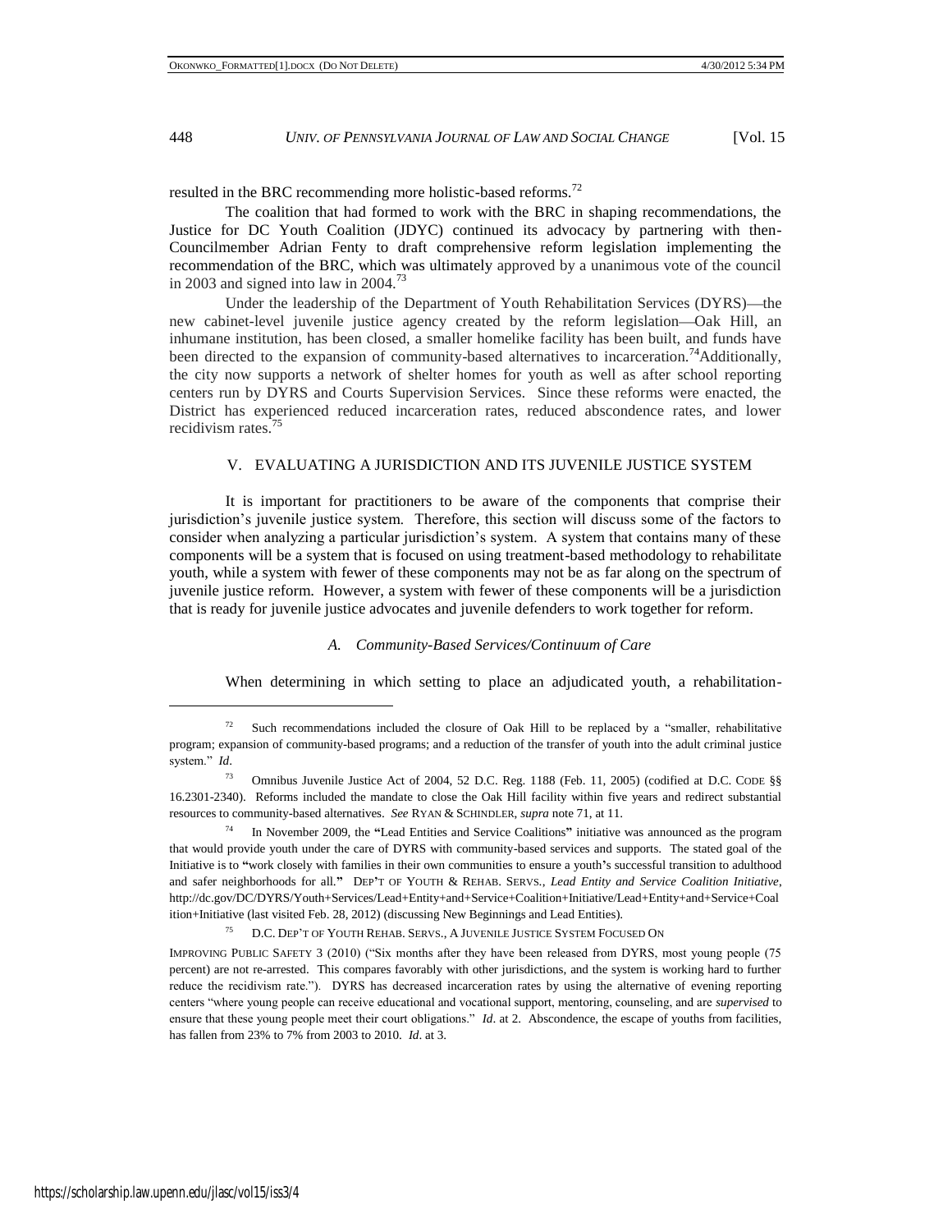resulted in the BRC recommending more holistic-based reforms.[72]

The coalition that had formed to work with the BRC in shaping recommendations, the Justice for DC Youth Coalition (JDYC) continued its advocacy by partnering with then-Councilmember Adrian Fenty to draft comprehensive reform legislation implementing the recommendation of the BRC, which was ultimately approved by a unanimous vote of the council in 2003 and signed into law in 2004.[73]

Under the leadership of the Department of Youth Rehabilitation Services (DYRS)—the new cabinet-level juvenile justice agency created by the reform legislation—Oak Hill, an inhumane institution, has been closed, a smaller homelike facility has been built, and funds have been directed to the expansion of community-based alternatives to incarceration.[74] Additionally, the city now supports a network of shelter homes for youth as well as after school reporting centers run by DYRS and Courts Supervision Services. Since these reforms were enacted, the District has experienced reduced incarceration rates, reduced abscondence rates, and lower recidivism rates.[75]

## V. EVALUATING A JURISDICTION AND ITS JUVENILE JUSTICE SYSTEM

It is important for practitioners to be aware of the components that comprise their jurisdiction's juvenile justice system. Therefore, this section will discuss some of the factors to consider when analyzing a particular jurisdiction's system. A system that contains many of these components will be a system that is focused on using treatment-based methodology to rehabilitate youth, while a system with fewer of these components may not be as far along on the spectrum of juvenile justice reform. However, a system with fewer of these components will be a jurisdiction that is ready for juvenile justice advocates and juvenile defenders to work together for reform.

### *A. Community-Based Services/Continuum of Care*

When determining in which setting to place an adjudicated youth, a rehabilitation-

---

[72] Such recommendations included the closure of Oak Hill to be replaced by a "smaller, rehabilitative program; expansion of community-based programs; and a reduction of the transfer of youth into the adult criminal justice system." *Id*.

[73] Omnibus Juvenile Justice Act of 2004, 52 D.C. Reg. 1188 (Feb. 11, 2005) (codified at D.C. CODE §§ 16.2301-2340). Reforms included the mandate to close the Oak Hill facility within five years and redirect substantial resources to community-based alternatives. *See* RYAN & SCHINDLER, *supra* note 71, at 11.

[74] In November 2009, the "Lead Entities and Service Coalitions" initiative was announced as the program that would provide youth under the care of DYRS with community-based services and supports. The stated goal of the Initiative is to "work closely with families in their own communities to ensure a youth's successful transition to adulthood and safer neighborhoods for all." DEP'T OF YOUTH & REHAB. SERVS., *Lead Entity and Service Coalition Initiative*, http://dc.gov/DC/DYRS/Youth+Services/Lead+Entity+and+Service+Coalition+Initiative/Lead+Entity+and+Service+Coalition+Initiative (last visited Feb. 28, 2012) (discussing New Beginnings and Lead Entities).

[75] D.C. DEP'T OF YOUTH REHAB. SERVS., A JUVENILE JUSTICE SYSTEM FOCUSED ON IMPROVING PUBLIC SAFETY 3 (2010) ("Six months after they have been released from DYRS, most young people (75 percent) are not re-arrested. This compares favorably with other jurisdictions, and the system is working hard to further reduce the recidivism rate."). DYRS has decreased incarceration rates by using the alternative of evening reporting centers "where young people can receive educational and vocational support, mentoring, counseling, and are *supervised* to ensure that these young people meet their court obligations." *Id*. at 2. Abscondence, the escape of youths from facilities, has fallen from 23% to 7% from 2003 to 2010. *Id*. at 3.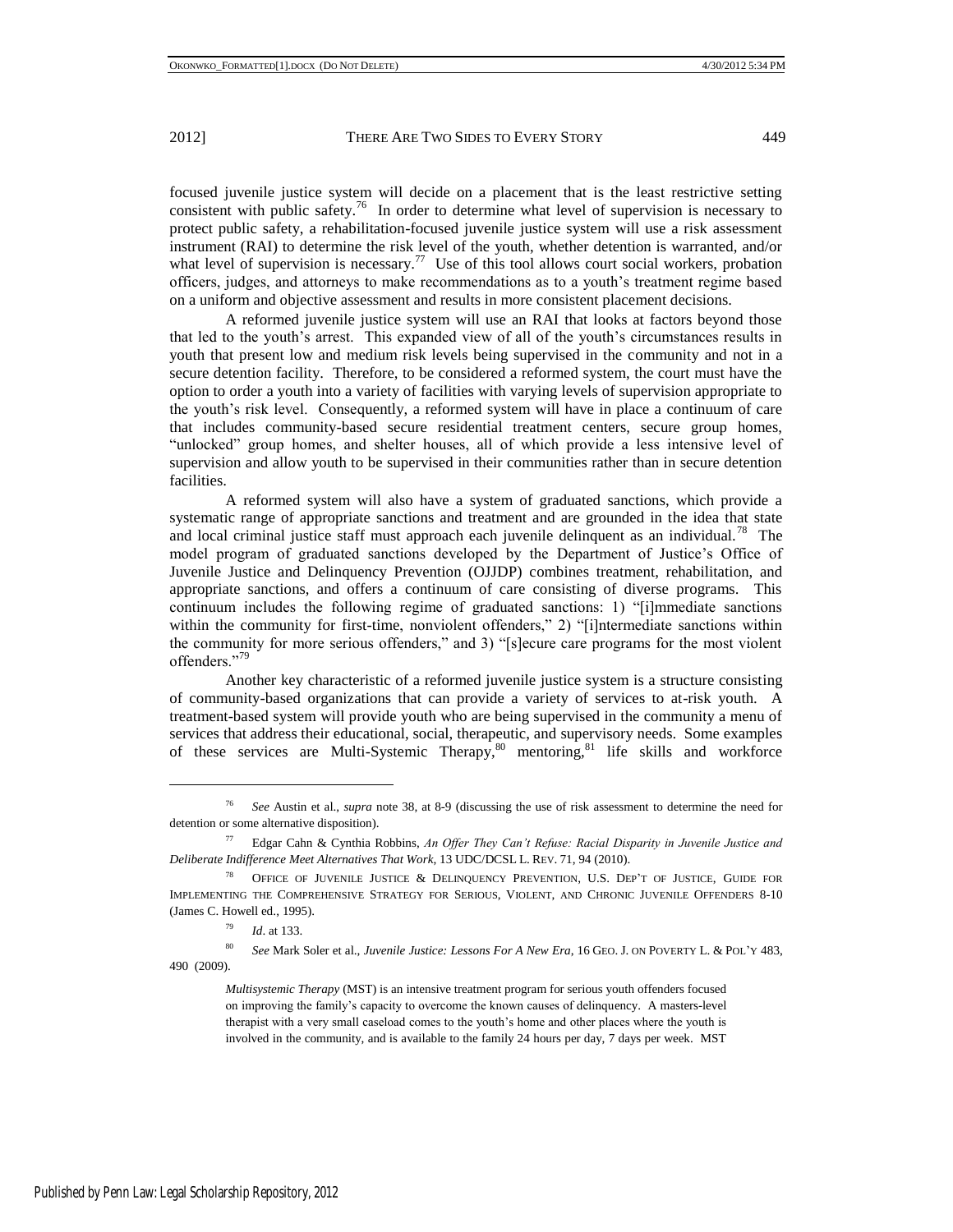focused juvenile justice system will decide on a placement that is the least restrictive setting consistent with public safety.[76] In order to determine what level of supervision is necessary to protect public safety, a rehabilitation-focused juvenile justice system will use a risk assessment instrument (RAI) to determine the risk level of the youth, whether detention is warranted, and/or what level of supervision is necessary.[77] Use of this tool allows court social workers, probation officers, judges, and attorneys to make recommendations as to a youth's treatment regime based on a uniform and objective assessment and results in more consistent placement decisions.

A reformed juvenile justice system will use an RAI that looks at factors beyond those that led to the youth's arrest. This expanded view of all of the youth's circumstances results in youth that present low and medium risk levels being supervised in the community and not in a secure detention facility. Therefore, to be considered a reformed system, the court must have the option to order a youth into a variety of facilities with varying levels of supervision appropriate to the youth's risk level. Consequently, a reformed system will have in place a continuum of care that includes community-based secure residential treatment centers, secure group homes, "unlocked" group homes, and shelter houses, all of which provide a less intensive level of supervision and allow youth to be supervised in their communities rather than in secure detention facilities.

A reformed system will also have a system of graduated sanctions, which provide a systematic range of appropriate sanctions and treatment and are grounded in the idea that state and local criminal justice staff must approach each juvenile delinquent as an individual.[78] The model program of graduated sanctions developed by the Department of Justice's Office of Juvenile Justice and Delinquency Prevention (OJJDP) combines treatment, rehabilitation, and appropriate sanctions, and offers a continuum of care consisting of diverse programs. This continuum includes the following regime of graduated sanctions: 1) "[i]mmediate sanctions within the community for first-time, nonviolent offenders," 2) "[i]ntermediate sanctions within the community for more serious offenders," and 3) "[s]ecure care programs for the most violent offenders."[79]

Another key characteristic of a reformed juvenile justice system is a structure consisting of community-based organizations that can provide a variety of services to at-risk youth. A treatment-based system will provide youth who are being supervised in the community a menu of services that address their educational, social, therapeutic, and supervisory needs. Some examples of these services are Multi-Systemic Therapy,[80] mentoring,[81] life skills and workforce

---

[76] *See* Austin et al., *supra* note 38, at 8-9 (discussing the use of risk assessment to determine the need for detention or some alternative disposition).

[77] Edgar Cahn & Cynthia Robbins, *An Offer They Can't Refuse: Racial Disparity in Juvenile Justice and Deliberate Indifference Meet Alternatives That Work*, 13 UDC/DCSL L. REV. 71, 94 (2010).

[78] OFFICE OF JUVENILE JUSTICE & DELINQUENCY PREVENTION, U.S. DEP'T OF JUSTICE, GUIDE FOR IMPLEMENTING THE COMPREHENSIVE STRATEGY FOR SERIOUS, VIOLENT, AND CHRONIC JUVENILE OFFENDERS 8-10 (James C. Howell ed., 1995).

[79] *Id*. at 133.

[80] *See* Mark Soler et al., *Juvenile Justice: Lessons For A New Era*, 16 GEO. J. ON POVERTY L. & POL'Y 483, 490 (2009).

> *Multisystemic Therapy* (MST) is an intensive treatment program for serious youth offenders focused on improving the family's capacity to overcome the known causes of delinquency. A masters-level therapist with a very small caseload comes to the youth's home and other places where the youth is involved in the community, and is available to the family 24 hours per day, 7 days per week. MST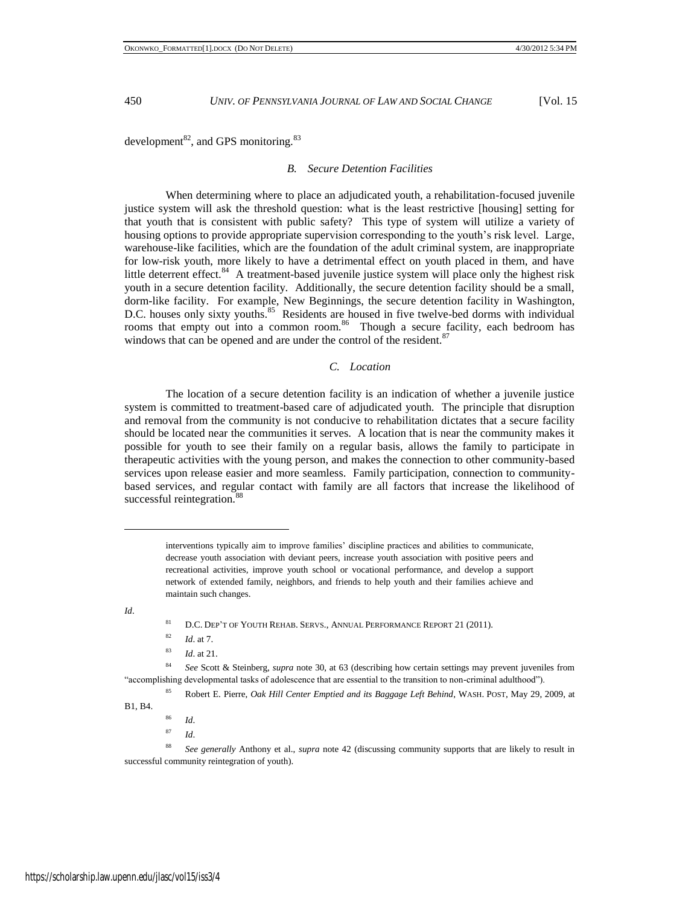development[82], and GPS monitoring.[83]

### *B. Secure Detention Facilities*

When determining where to place an adjudicated youth, a rehabilitation-focused juvenile justice system will ask the threshold question: what is the least restrictive [housing] setting for that youth that is consistent with public safety? This type of system will utilize a variety of housing options to provide appropriate supervision corresponding to the youth's risk level. Large, warehouse-like facilities, which are the foundation of the adult criminal system, are inappropriate for low-risk youth, more likely to have a detrimental effect on youth placed in them, and have little deterrent effect.[84] A treatment-based juvenile justice system will place only the highest risk youth in a secure detention facility. Additionally, the secure detention facility should be a small, dorm-like facility. For example, New Beginnings, the secure detention facility in Washington, D.C. houses only sixty youths.[85] Residents are housed in five twelve-bed dorms with individual rooms that empty out into a common room.[86] Though a secure facility, each bedroom has windows that can be opened and are under the control of the resident.[87]

### *C. Location*

The location of a secure detention facility is an indication of whether a juvenile justice system is committed to treatment-based care of adjudicated youth. The principle that disruption and removal from the community is not conducive to rehabilitation dictates that a secure facility should be located near the communities it serves. A location that is near the community makes it possible for youth to see their family on a regular basis, allows the family to participate in therapeutic activities with the young person, and makes the connection to other community-based services upon release easier and more seamless. Family participation, connection to community-based services, and regular contact with family are all factors that increase the likelihood of successful reintegration.[88]

---

> interventions typically aim to improve families' discipline practices and abilities to communicate, decrease youth association with deviant peers, increase youth association with positive peers and recreational activities, improve youth school or vocational performance, and develop a support network of extended family, neighbors, and friends to help youth and their families achieve and maintain such changes.

*Id*.

[81] D.C. DEP'T OF YOUTH REHAB. SERVS., ANNUAL PERFORMANCE REPORT 21 (2011).

[82] *Id*. at 7.

[83] *Id*. at 21.

[84] *See* Scott & Steinberg, *supra* note 30, at 63 (describing how certain settings may prevent juveniles from "accomplishing developmental tasks of adolescence that are essential to the transition to non-criminal adulthood").

[85] Robert E. Pierre, *Oak Hill Center Emptied and its Baggage Left Behind*, WASH. POST, May 29, 2009, at B1, B4.

[86] *Id*.

[87] *Id*.

[88] *See generally* Anthony et al., *supra* note 42 (discussing community supports that are likely to result in successful community reintegration of youth).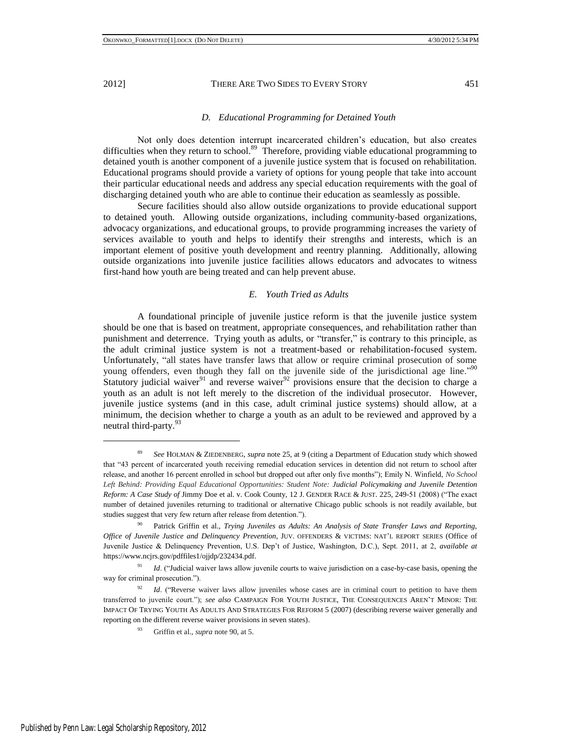### *D. Educational Programming for Detained Youth*

Not only does detention interrupt incarcerated children's education, but also creates difficulties when they return to school.[89] Therefore, providing viable educational programming to detained youth is another component of a juvenile justice system that is focused on rehabilitation. Educational programs should provide a variety of options for young people that take into account their particular educational needs and address any special education requirements with the goal of discharging detained youth who are able to continue their education as seamlessly as possible.

Secure facilities should also allow outside organizations to provide educational support to detained youth. Allowing outside organizations, including community-based organizations, advocacy organizations, and educational groups, to provide programming increases the variety of services available to youth and helps to identify their strengths and interests, which is an important element of positive youth development and reentry planning. Additionally, allowing outside organizations into juvenile justice facilities allows educators and advocates to witness first-hand how youth are being treated and can help prevent abuse.

### *E. Youth Tried as Adults*

A foundational principle of juvenile justice reform is that the juvenile justice system should be one that is based on treatment, appropriate consequences, and rehabilitation rather than punishment and deterrence. Trying youth as adults, or "transfer," is contrary to this principle, as the adult criminal justice system is not a treatment-based or rehabilitation-focused system. Unfortunately, "all states have transfer laws that allow or require criminal prosecution of some young offenders, even though they fall on the juvenile side of the jurisdictional age line."[90] Statutory judicial waiver[91] and reverse waiver[92] provisions ensure that the decision to charge a youth as an adult is not left merely to the discretion of the individual prosecutor. However, juvenile justice systems (and in this case, adult criminal justice systems) should allow, at a minimum, the decision whether to charge a youth as an adult to be reviewed and approved by a neutral third-party.[93]

---

[89] *See* HOLMAN & ZIEDENBERG, *supra* note 25, at 9 (citing a Department of Education study which showed that "43 percent of incarcerated youth receiving remedial education services in detention did not return to school after release, and another 16 percent enrolled in school but dropped out after only five months"); Emily N. Winfield, *No School Left Behind: Providing Equal Educational Opportunities: Student Note: Judicial Policymaking and Juvenile Detention Reform: A Case Study of* Jimmy Doe et al. v. Cook County, 12 J. GENDER RACE & JUST. 225, 249-51 (2008) ("The exact number of detained juveniles returning to traditional or alternative Chicago public schools is not readily available, but studies suggest that very few return after release from detention.").

[90] Patrick Griffin et al., *Trying Juveniles as Adults: An Analysis of State Transfer Laws and Reporting, Office of Juvenile Justice and Delinquency Prevention*, JUV. OFFENDERS & VICTIMS: NAT'L REPORT SERIES (Office of Juvenile Justice & Delinquency Prevention, U.S. Dep't of Justice, Washington, D.C.), Sept. 2011, at 2, *available at* https://www.ncjrs.gov/pdffiles1/ojjdp/232434.pdf.

[91] *Id*. ("Judicial waiver laws allow juvenile courts to waive jurisdiction on a case-by-case basis, opening the way for criminal prosecution.").

[92] *Id*. ("Reverse waiver laws allow juveniles whose cases are in criminal court to petition to have them transferred to juvenile court."); *see also* CAMPAIGN FOR YOUTH JUSTICE, THE CONSEQUENCES AREN'T MINOR: THE IMPACT OF TRYING YOUTH AS ADULTS AND STRATEGIES FOR REFORM 5 (2007) (describing reverse waiver generally and reporting on the different reverse waiver provisions in seven states).

[93] Griffin et al., *supra* note 90, at 5.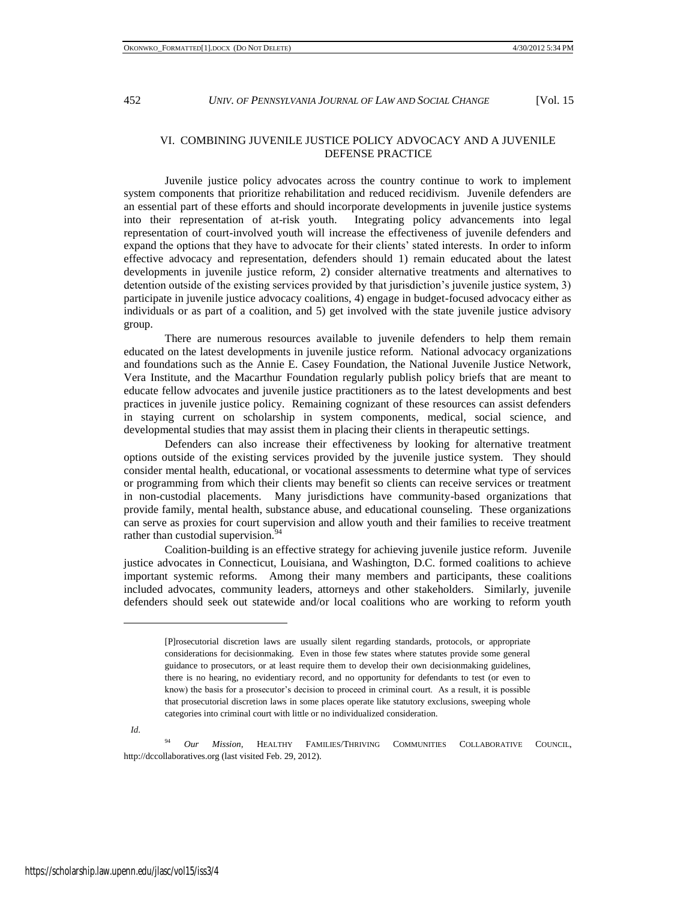## VI. COMBINING JUVENILE JUSTICE POLICY ADVOCACY AND A JUVENILE DEFENSE PRACTICE

Juvenile justice policy advocates across the country continue to work to implement system components that prioritize rehabilitation and reduced recidivism. Juvenile defenders are an essential part of these efforts and should incorporate developments in juvenile justice systems into their representation of at-risk youth. Integrating policy advancements into legal representation of court-involved youth will increase the effectiveness of juvenile defenders and expand the options that they have to advocate for their clients' stated interests. In order to inform effective advocacy and representation, defenders should 1) remain educated about the latest developments in juvenile justice reform, 2) consider alternative treatments and alternatives to detention outside of the existing services provided by that jurisdiction's juvenile justice system, 3) participate in juvenile justice advocacy coalitions, 4) engage in budget-focused advocacy either as individuals or as part of a coalition, and 5) get involved with the state juvenile justice advisory group.

There are numerous resources available to juvenile defenders to help them remain educated on the latest developments in juvenile justice reform. National advocacy organizations and foundations such as the Annie E. Casey Foundation, the National Juvenile Justice Network, Vera Institute, and the Macarthur Foundation regularly publish policy briefs that are meant to educate fellow advocates and juvenile justice practitioners as to the latest developments and best practices in juvenile justice policy. Remaining cognizant of these resources can assist defenders in staying current on scholarship in system components, medical, social science, and developmental studies that may assist them in placing their clients in therapeutic settings.

Defenders can also increase their effectiveness by looking for alternative treatment options outside of the existing services provided by the juvenile justice system. They should consider mental health, educational, or vocational assessments to determine what type of services or programming from which their clients may benefit so clients can receive services or treatment in non-custodial placements. Many jurisdictions have community-based organizations that provide family, mental health, substance abuse, and educational counseling. These organizations can serve as proxies for court supervision and allow youth and their families to receive treatment rather than custodial supervision.[94]

Coalition-building is an effective strategy for achieving juvenile justice reform. Juvenile justice advocates in Connecticut, Louisiana, and Washington, D.C. formed coalitions to achieve important systemic reforms. Among their many members and participants, these coalitions included advocates, community leaders, attorneys and other stakeholders. Similarly, juvenile defenders should seek out statewide and/or local coalitions who are working to reform youth

---

> [P]rosecutorial discretion laws are usually silent regarding standards, protocols, or appropriate considerations for decisionmaking. Even in those few states where statutes provide some general guidance to prosecutors, or at least require them to develop their own decisionmaking guidelines, there is no hearing, no evidentiary record, and no opportunity for defendants to test (or even to know) the basis for a prosecutor's decision to proceed in criminal court. As a result, it is possible that prosecutorial discretion laws in some places operate like statutory exclusions, sweeping whole categories into criminal court with little or no individualized consideration.

*Id.*

[94] *Our Mission*, HEALTHY FAMILIES/THRIVING COMMUNITIES COLLABORATIVE COUNCIL, http://dccollaboratives.org (last visited Feb. 29, 2012).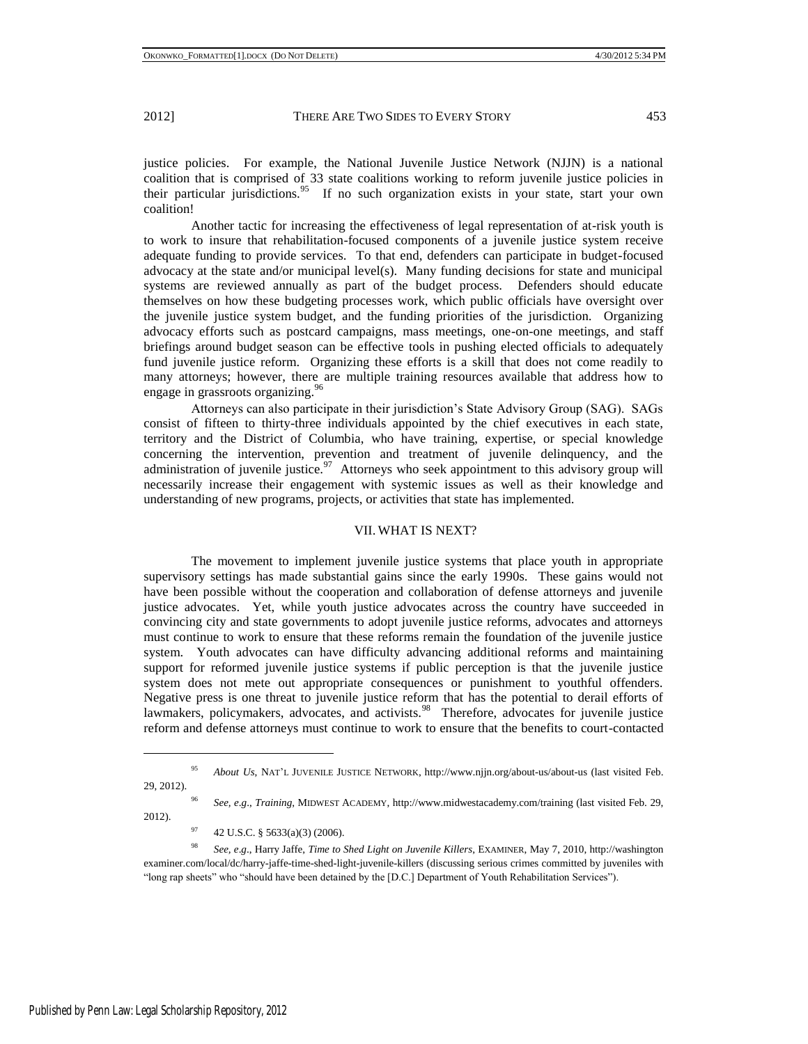justice policies. For example, the National Juvenile Justice Network (NJJN) is a national coalition that is comprised of 33 state coalitions working to reform juvenile justice policies in their particular jurisdictions.[95] If no such organization exists in your state, start your own coalition!

Another tactic for increasing the effectiveness of legal representation of at-risk youth is to work to insure that rehabilitation-focused components of a juvenile justice system receive adequate funding to provide services. To that end, defenders can participate in budget-focused advocacy at the state and/or municipal level(s). Many funding decisions for state and municipal systems are reviewed annually as part of the budget process. Defenders should educate themselves on how these budgeting processes work, which public officials have oversight over the juvenile justice system budget, and the funding priorities of the jurisdiction. Organizing advocacy efforts such as postcard campaigns, mass meetings, one-on-one meetings, and staff briefings around budget season can be effective tools in pushing elected officials to adequately fund juvenile justice reform. Organizing these efforts is a skill that does not come readily to many attorneys; however, there are multiple training resources available that address how to engage in grassroots organizing.[96]

Attorneys can also participate in their jurisdiction's State Advisory Group (SAG). SAGs consist of fifteen to thirty-three individuals appointed by the chief executives in each state, territory and the District of Columbia, who have training, expertise, or special knowledge concerning the intervention, prevention and treatment of juvenile delinquency, and the administration of juvenile justice.[97] Attorneys who seek appointment to this advisory group will necessarily increase their engagement with systemic issues as well as their knowledge and understanding of new programs, projects, or activities that state has implemented.

## VII. WHAT IS NEXT?

The movement to implement juvenile justice systems that place youth in appropriate supervisory settings has made substantial gains since the early 1990s. These gains would not have been possible without the cooperation and collaboration of defense attorneys and juvenile justice advocates. Yet, while youth justice advocates across the country have succeeded in convincing city and state governments to adopt juvenile justice reforms, advocates and attorneys must continue to work to ensure that these reforms remain the foundation of the juvenile justice system. Youth advocates can have difficulty advancing additional reforms and maintaining support for reformed juvenile justice systems if public perception is that the juvenile justice system does not mete out appropriate consequences or punishment to youthful offenders. Negative press is one threat to juvenile justice reform that has the potential to derail efforts of lawmakers, policymakers, advocates, and activists.[98] Therefore, advocates for juvenile justice reform and defense attorneys must continue to work to ensure that the benefits to court-contacted

---

[95] *About Us*, NAT'L JUVENILE JUSTICE NETWORK, http://www.njjn.org/about-us/about-us (last visited Feb. 29, 2012).

[96] *See, e.g.*, *Training*, MIDWEST ACADEMY, http://www.midwestacademy.com/training (last visited Feb. 29, 2012).

[97] 42 U.S.C. § 5633(a)(3) (2006).

[98] *See, e.g.*, Harry Jaffe, *Time to Shed Light on Juvenile Killers*, EXAMINER, May 7, 2010, http://washingtonexaminer.com/local/dc/harry-jaffe-time-shed-light-juvenile-killers (discussing serious crimes committed by juveniles with "long rap sheets" who "should have been detained by the [D.C.] Department of Youth Rehabilitation Services").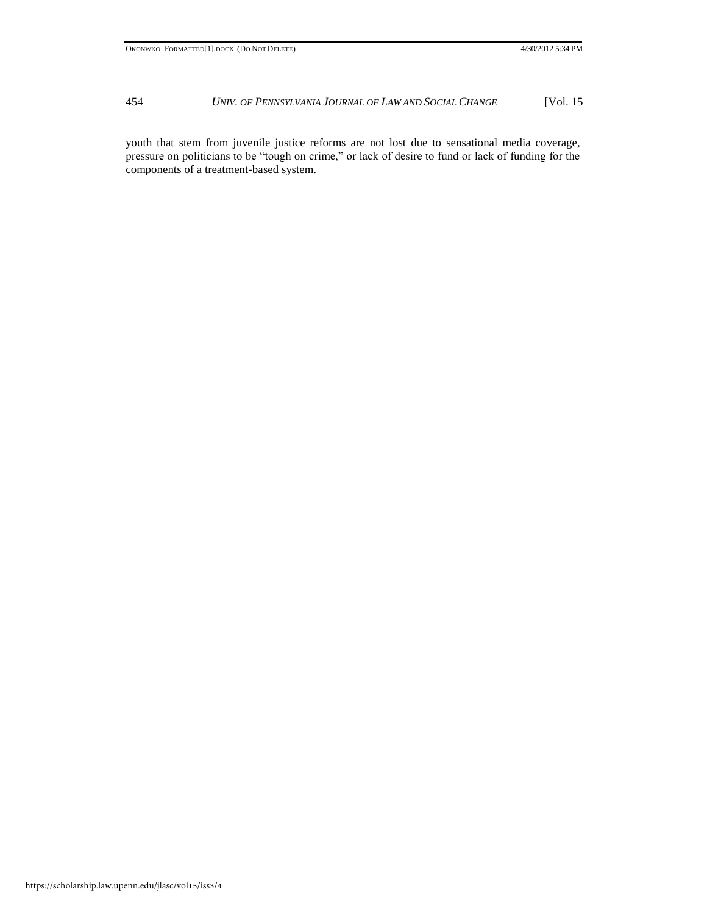youth that stem from juvenile justice reforms are not lost due to sensational media coverage, pressure on politicians to be "tough on crime," or lack of desire to fund or lack of funding for the components of a treatment-based system.